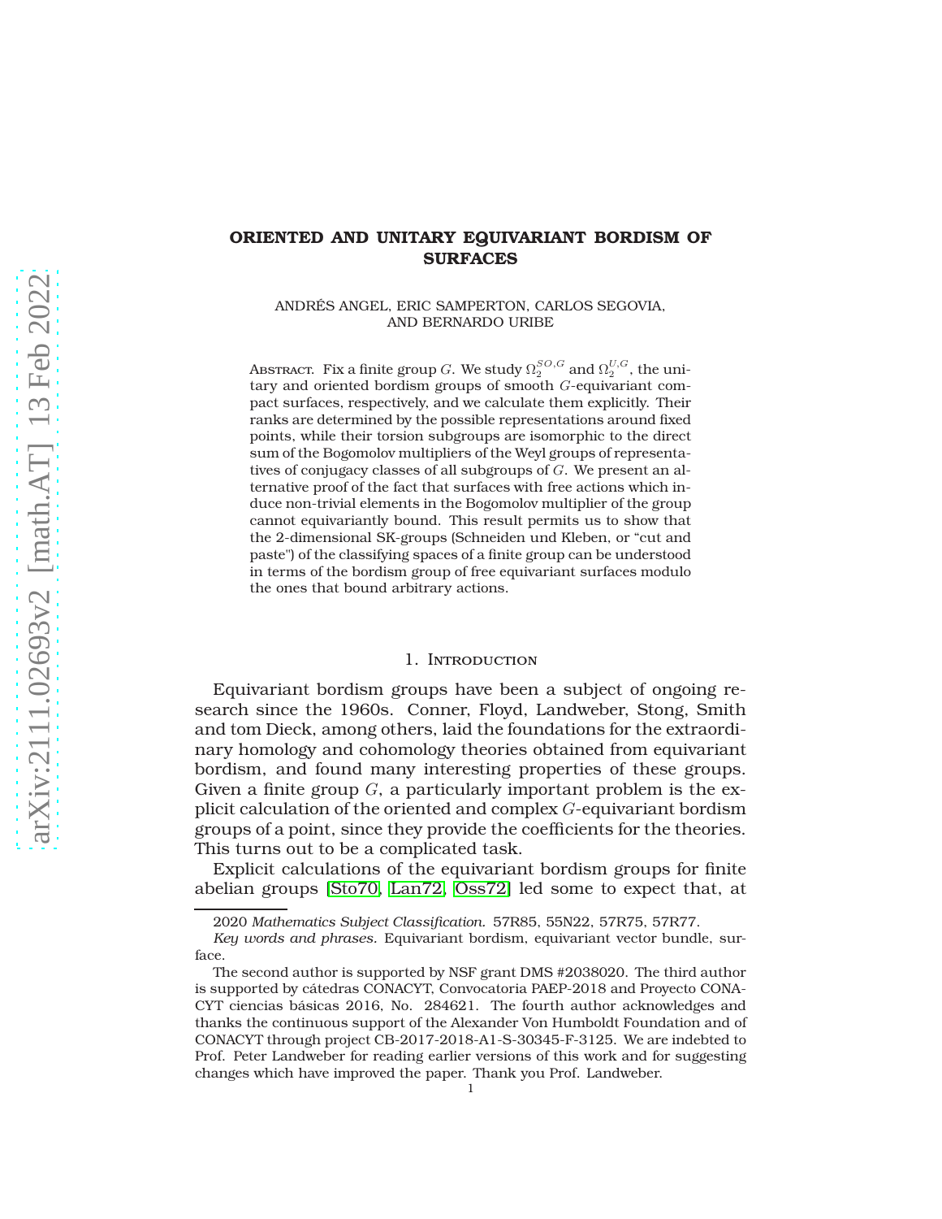# ORIENTED AND UNITARY EQUIVARIANT BORDISM OF SURFACES

ANDRÉS ANGEL, ERIC SAMPERTON, CARLOS SEGOVIA, AND BERNARDO URIBE

Abstract. Fix a finite group $G$. We study $\Omega_2^{SO,G}$ and $\Omega_2^{U,G}$, the unitary and oriented bordism groups of smooth $G$-equivariant compact surfaces, respectively, and we calculate them explicitly. Their ranks are determined by the possible representations around fixed points, while their torsion subgroups are isomorphic to the direct sum of the Bogomolov multipliers of the Weyl groups of representatives of conjugacy classes of all subgroups of $G$. We present an alternative proof of the fact that surfaces with free actions which induce non-trivial elements in the Bogomolov multiplier of the group cannot equivariantly bound. This result permits us to show that the 2-dimensional SK-groups (Schneiden und Kleben, or "cut and paste") of the classifying spaces of a finite group can be understood in terms of the bordism group of free equivariant surfaces modulo the ones that bound arbitrary actions.

## 1. Introduction

Equivariant bordism groups have been a subject of ongoing research since the 1960s. Conner, Floyd, Landweber, Stong, Smith and tom Dieck, among others, laid the foundations for the extraordinary homology and cohomology theories obtained from equivariant bordism, and found many interesting properties of these groups. Given a finite group $G$, a particularly important problem is the explicit calculation of the oriented and complex $G$-equivariant bordism groups of a point, since they provide the coefficients for the theories. This turns out to be a complicated task.

Explicit calculations of the equivariant bordism groups for finite abelian groups [Sto70, Lan72, Oss72] led some to expect that, at

---

2020 *Mathematics Subject Classification.* 57R85, 55N22, 57R75, 57R77.

*Key words and phrases.* Equivariant bordism, equivariant vector bundle, surface.

The second author is supported by NSF grant DMS #2038020. The third author is supported by cátedras CONACYT, Convocatoria PAEP-2018 and Proyecto CONACYT ciencias básicas 2016, No. 284621. The fourth author acknowledges and thanks the continuous support of the Alexander Von Humboldt Foundation and of CONACYT through project CB-2017-2018-A1-S-30345-F-3125. We are indebted to Prof. Peter Landweber for reading earlier versions of this work and for suggesting changes which have improved the paper. Thank you Prof. Landweber.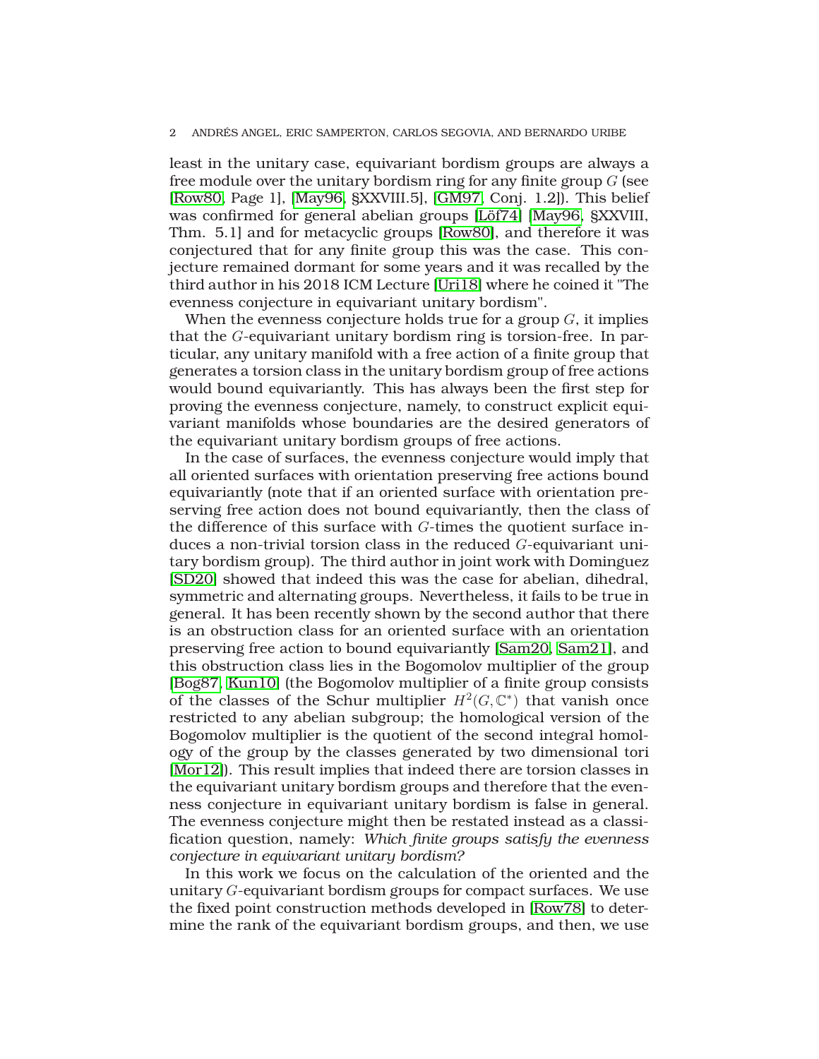least in the unitary case, equivariant bordism groups are always a free module over the unitary bordism ring for any finite group $G$ (see [Row80, Page 1], [May96, §XXVIII.5], [GM97, Conj. 1.2]). This belief was confirmed for general abelian groups [Löf74] [May96, §XXVIII, Thm. 5.1] and for metacyclic groups [Row80], and therefore it was conjectured that for any finite group this was the case. This conjecture remained dormant for some years and it was recalled by the third author in his 2018 ICM Lecture [Uri18] where he coined it "The evenness conjecture in equivariant unitary bordism".

When the evenness conjecture holds true for a group $G$, it implies that the $G$-equivariant unitary bordism ring is torsion-free. In particular, any unitary manifold with a free action of a finite group that generates a torsion class in the unitary bordism group of free actions would bound equivariantly. This has always been the first step for proving the evenness conjecture, namely, to construct explicit equivariant manifolds whose boundaries are the desired generators of the equivariant unitary bordism groups of free actions.

In the case of surfaces, the evenness conjecture would imply that all oriented surfaces with orientation preserving free actions bound equivariantly (note that if an oriented surface with orientation preserving free action does not bound equivariantly, then the class of the difference of this surface with $G$-times the quotient surface induces a non-trivial torsion class in the reduced $G$-equivariant unitary bordism group). The third author in joint work with Dominguez [SD20] showed that indeed this was the case for abelian, dihedral, symmetric and alternating groups. Nevertheless, it fails to be true in general. It has been recently shown by the second author that there is an obstruction class for an oriented surface with an orientation preserving free action to bound equivariantly [Sam20, Sam21], and this obstruction class lies in the Bogomolov multiplier of the group [Bog87, Kun10] (the Bogomolov multiplier of a finite group consists of the classes of the Schur multiplier $H^2(G, \mathbb{C}^*)$ that vanish once restricted to any abelian subgroup; the homological version of the Bogomolov multiplier is the quotient of the second integral homology of the group by the classes generated by two dimensional tori [Mor12]). This result implies that indeed there are torsion classes in the equivariant unitary bordism groups and therefore that the evenness conjecture in equivariant unitary bordism is false in general. The evenness conjecture might then be restated instead as a classification question, namely: *Which finite groups satisfy the evenness conjecture in equivariant unitary bordism?*

In this work we focus on the calculation of the oriented and the unitary $G$-equivariant bordism groups for compact surfaces. We use the fixed point construction methods developed in [Row78] to determine the rank of the equivariant bordism groups, and then, we use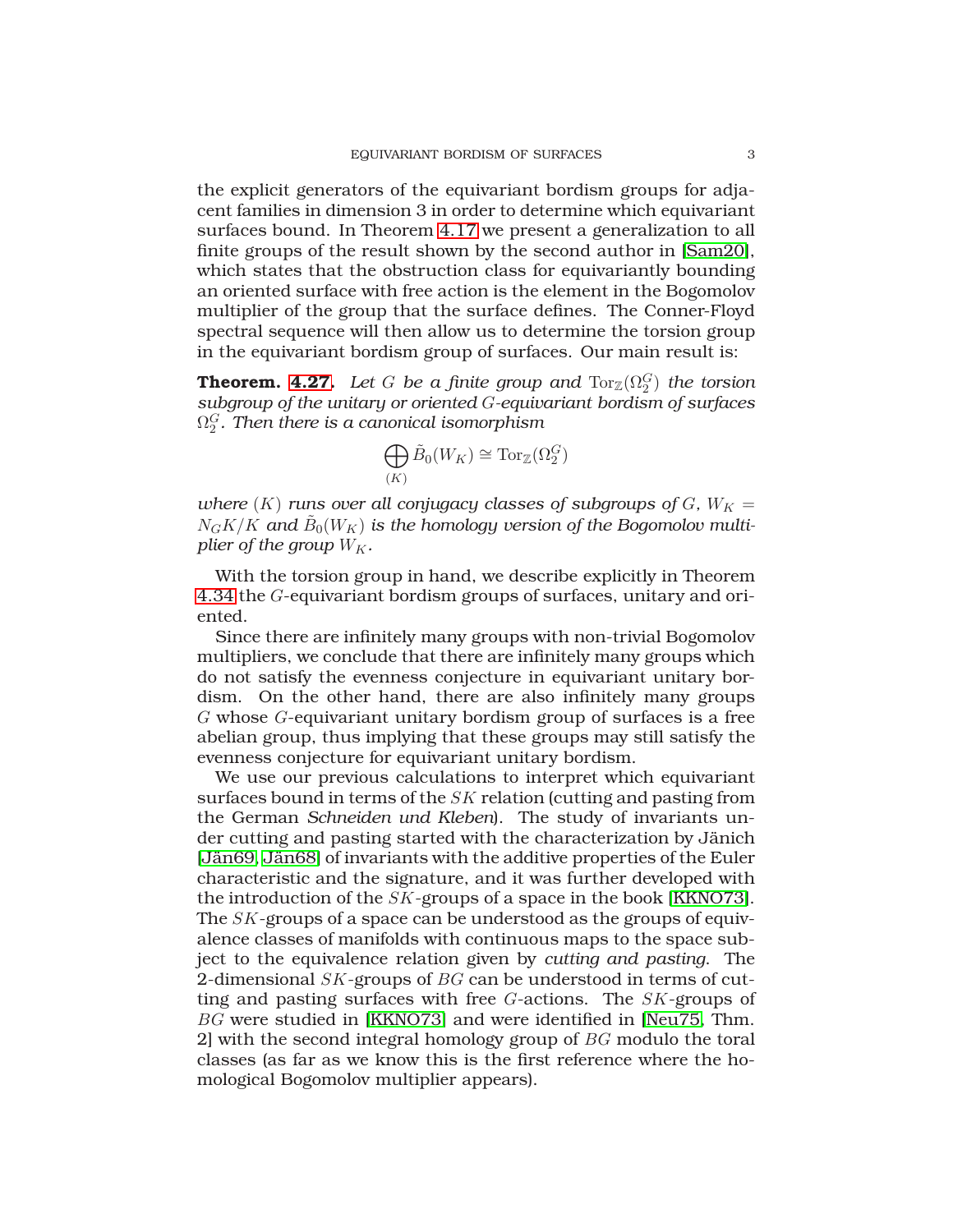the explicit generators of the equivariant bordism groups for adjacent families in dimension 3 in order to determine which equivariant surfaces bound. In Theorem 4.17 we present a generalization to all finite groups of the result shown by the second author in [Sam20], which states that the obstruction class for equivariantly bounding an oriented surface with free action is the element in the Bogomolov multiplier of the group that the surface defines. The Conner-Floyd spectral sequence will then allow us to determine the torsion group in the equivariant bordism group of surfaces. Our main result is:

**Theorem. 4.27.** *Let $G$ be a finite group and $\mathrm{Tor}_{\mathbb{Z}}(\Omega_2^G)$ the torsion subgroup of the unitary or oriented $G$-equivariant bordism of surfaces $\Omega_2^G$. Then there is a canonical isomorphism*

$$\bigoplus_{(K)} \tilde{B}_0(W_K) \cong \mathrm{Tor}_{\mathbb{Z}}(\Omega_2^G)$$

*where $(K)$ runs over all conjugacy classes of subgroups of $G$, $W_K = N_G K/K$ and $\tilde{B}_0(W_K)$ is the homology version of the Bogomolov multiplier of the group $W_K$.*

With the torsion group in hand, we describe explicitly in Theorem 4.34 the $G$-equivariant bordism groups of surfaces, unitary and oriented.

Since there are infinitely many groups with non-trivial Bogomolov multipliers, we conclude that there are infinitely many groups which do not satisfy the evenness conjecture in equivariant unitary bordism. On the other hand, there are also infinitely many groups $G$ whose $G$-equivariant unitary bordism group of surfaces is a free abelian group, thus implying that these groups may still satisfy the evenness conjecture for equivariant unitary bordism.

We use our previous calculations to interpret which equivariant surfaces bound in terms of the $SK$ relation (cutting and pasting from the German *Schneiden und Kleben*). The study of invariants under cutting and pasting started with the characterization by Jänich [Jän69, Jän68] of invariants with the additive properties of the Euler characteristic and the signature, and it was further developed with the introduction of the $SK$-groups of a space in the book [KKNO73]. The $SK$-groups of a space can be understood as the groups of equivalence classes of manifolds with continuous maps to the space subject to the equivalence relation given by *cutting and pasting*. The 2-dimensional $SK$-groups of $BG$ can be understood in terms of cutting and pasting surfaces with free $G$-actions. The $SK$-groups of $BG$ were studied in [KKNO73] and were identified in [Neu75, Thm. 2] with the second integral homology group of $BG$ modulo the toral classes (as far as we know this is the first reference where the homological Bogomolov multiplier appears).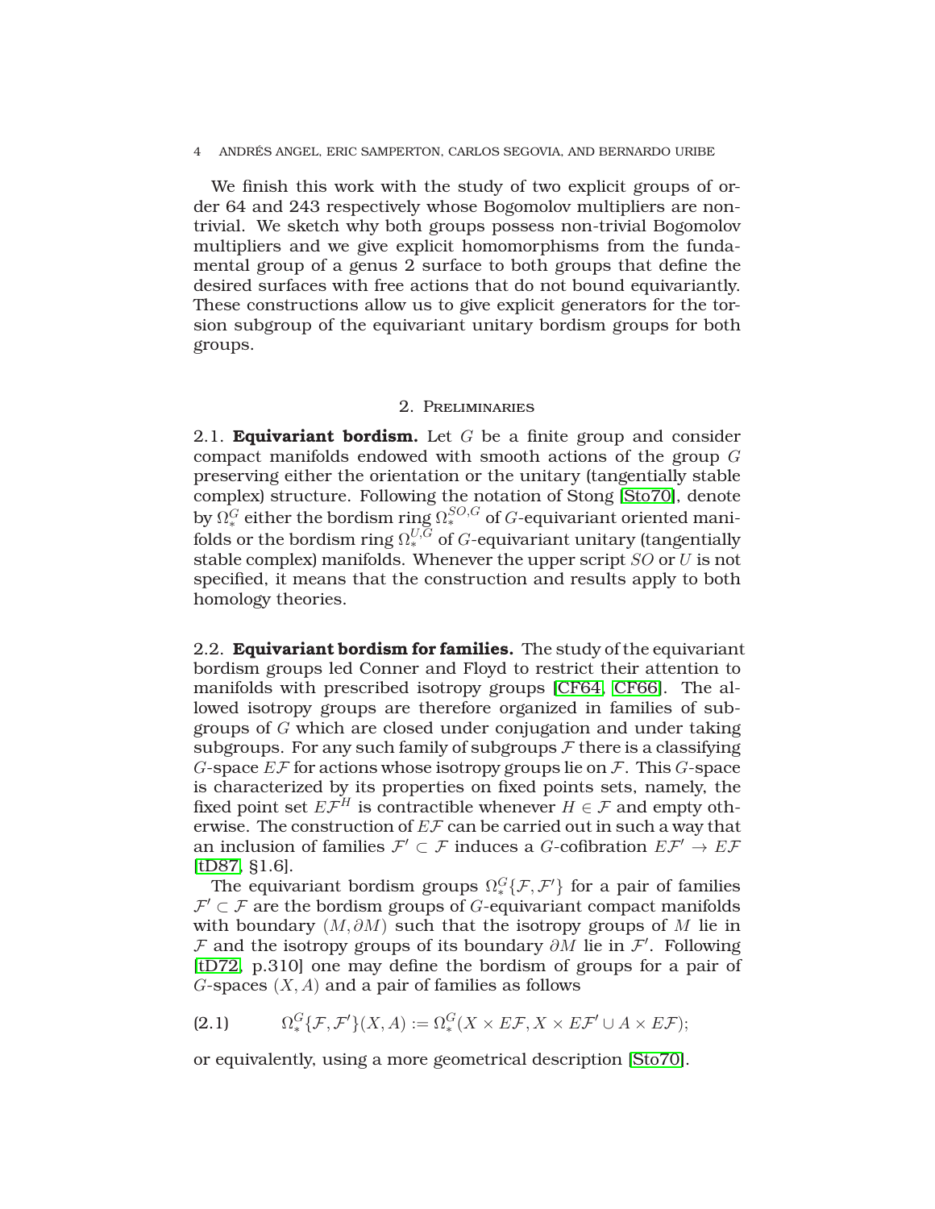We finish this work with the study of two explicit groups of order 64 and 243 respectively whose Bogomolov multipliers are non-trivial. We sketch why both groups possess non-trivial Bogomolov multipliers and we give explicit homomorphisms from the fundamental group of a genus 2 surface to both groups that define the desired surfaces with free actions that do not bound equivariantly. These constructions allow us to give explicit generators for the torsion subgroup of the equivariant unitary bordism groups for both groups.

## 2. Preliminaries

2.1. **Equivariant bordism.** Let $G$ be a finite group and consider compact manifolds endowed with smooth actions of the group $G$ preserving either the orientation or the unitary (tangentially stable complex) structure. Following the notation of Stong [Sto70], denote by $\Omega_*^G$ either the bordism ring $\Omega_*^{SO,G}$ of $G$-equivariant oriented manifolds or the bordism ring $\Omega_*^{U,G}$ of $G$-equivariant unitary (tangentially stable complex) manifolds. Whenever the upper script $SO$ or $U$ is not specified, it means that the construction and results apply to both homology theories.

2.2. **Equivariant bordism for families.** The study of the equivariant bordism groups led Conner and Floyd to restrict their attention to manifolds with prescribed isotropy groups [CF64, CF66]. The allowed isotropy groups are therefore organized in families of subgroups of $G$ which are closed under conjugation and under taking subgroups. For any such family of subgroups $\mathcal{F}$ there is a classifying $G$-space $E\mathcal{F}$ for actions whose isotropy groups lie on $\mathcal{F}$. This $G$-space is characterized by its properties on fixed points sets, namely, the fixed point set $E\mathcal{F}^H$ is contractible whenever $H \in \mathcal{F}$ and empty otherwise. The construction of $E\mathcal{F}$ can be carried out in such a way that an inclusion of families $\mathcal{F}' \subset \mathcal{F}$ induces a $G$-cofibration $E\mathcal{F}' \to E\mathcal{F}$ [tD87, §1.6].

The equivariant bordism groups $\Omega_*^G\{\mathcal{F}, \mathcal{F}'\}$ for a pair of families $\mathcal{F}' \subset \mathcal{F}$ are the bordism groups of $G$-equivariant compact manifolds with boundary $(M, \partial M)$ such that the isotropy groups of $M$ lie in $\mathcal{F}$ and the isotropy groups of its boundary $\partial M$ lie in $\mathcal{F}'$. Following [tD72, p.310] one may define the bordism of groups for a pair of $G$-spaces $(X, A)$ and a pair of families as follows

$$\Omega_*^G\{\mathcal{F}, \mathcal{F}'\}(X, A) := \Omega_*^G(X \times E\mathcal{F}, X \times E\mathcal{F}' \cup A \times E\mathcal{F}); \tag{2.1}$$

or equivalently, using a more geometrical description [Sto70].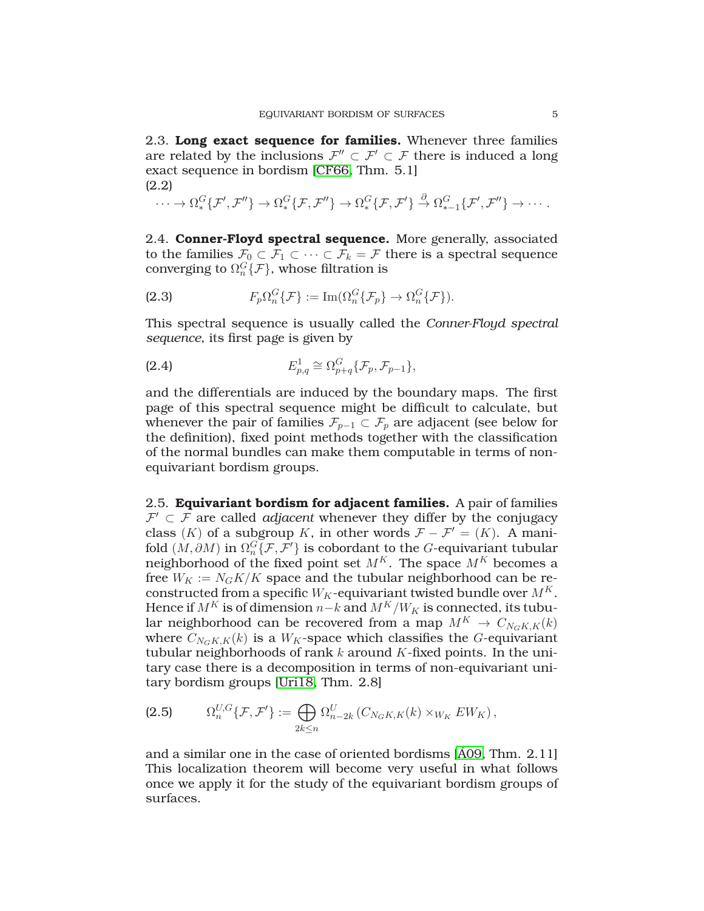2.3. **Long exact sequence for families.** Whenever three families are related by the inclusions $\mathcal{F}'' \subset \mathcal{F}' \subset \mathcal{F}$ there is induced a long exact sequence in bordism [CF66, Thm. 5.1]

(2.2)
$$\cdots \to \Omega^G_*\{\mathcal{F}', \mathcal{F}''\} \to \Omega^G_*\{\mathcal{F}, \mathcal{F}''\} \to \Omega^G_*\{\mathcal{F}, \mathcal{F}'\} \xrightarrow{\partial} \Omega^G_{*-1}\{\mathcal{F}', \mathcal{F}''\} \to \cdots .$$

2.4. **Conner-Floyd spectral sequence.** More generally, associated to the families $\mathcal{F}_0 \subset \mathcal{F}_1 \subset \cdots \subset \mathcal{F}_k = \mathcal{F}$ there is a spectral sequence converging to $\Omega^G_n\{\mathcal{F}\}$, whose filtration is

$$F_p\Omega^G_n\{\mathcal{F}\} := \mathrm{Im}(\Omega^G_n\{\mathcal{F}_p\} \to \Omega^G_n\{\mathcal{F}\}). \tag{2.3}$$

This spectral sequence is usually called the *Conner-Floyd spectral sequence*, its first page is given by

$$E^1_{p,q} \cong \Omega^G_{p+q}\{\mathcal{F}_p, \mathcal{F}_{p-1}\}, \tag{2.4}$$

and the differentials are induced by the boundary maps. The first page of this spectral sequence might be difficult to calculate, but whenever the pair of families $\mathcal{F}_{p-1} \subset \mathcal{F}_p$ are adjacent (see below for the definition), fixed point methods together with the classification of the normal bundles can make them computable in terms of non-equivariant bordism groups.

2.5. **Equivariant bordism for adjacent families.** A pair of families $\mathcal{F}' \subset \mathcal{F}$ are called *adjacent* whenever they differ by the conjugacy class $(K)$ of a subgroup $K$, in other words $\mathcal{F} - \mathcal{F}' = (K)$. A manifold $(M, \partial M)$ in $\Omega^G_n\{\mathcal{F}, \mathcal{F}'\}$ is cobordant to the $G$-equivariant tubular neighborhood of the fixed point set $M^K$. The space $M^K$ becomes a free $W_K := N_G K/K$ space and the tubular neighborhood can be reconstructed from a specific $W_K$-equivariant twisted bundle over $M^K$. Hence if $M^K$ is of dimension $n-k$ and $M^K/W_K$ is connected, its tubular neighborhood can be recovered from a map $M^K \to C_{N_G K,K}(k)$ where $C_{N_G K,K}(k)$ is a $W_K$-space which classifies the $G$-equivariant tubular neighborhoods of rank $k$ around $K$-fixed points. In the unitary case there is a decomposition in terms of non-equivariant unitary bordism groups [Uri18, Thm. 2.8]

$$\Omega^{U,G}_n\{\mathcal{F}, \mathcal{F}'\} := \bigoplus_{2k \leq n} \Omega^U_{n-2k}\left(C_{N_G K,K}(k) \times_{W_K} EW_K\right), \tag{2.5}$$

and a similar one in the case of oriented bordisms [Á09, Thm. 2.11] This localization theorem will become very useful in what follows once we apply it for the study of the equivariant bordism groups of surfaces.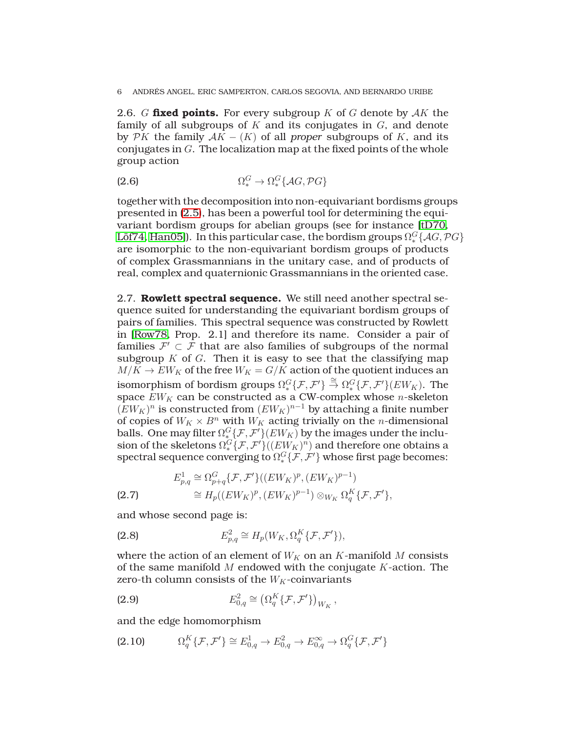2.6. $G$ **fixed points.** For every subgroup $K$ of $G$ denote by $\mathcal{A}K$ the family of all subgroups of $K$ and its conjugates in $G$, and denote by $\mathcal{P}K$ the family $\mathcal{A}K - (K)$ of all *proper* subgroups of $K$, and its conjugates in $G$. The localization map at the fixed points of the whole group action

$$\Omega_*^G \to \Omega_*^G\{\mathcal{A}G, \mathcal{P}G\} \tag{2.6}$$

together with the decomposition into non-equivariant bordisms groups presented in (2.5), has been a powerful tool for determining the equivariant bordism groups for abelian groups (see for instance [tD70, Löf74, Han05]). In this particular case, the bordism groups $\Omega_*^G\{\mathcal{A}G, \mathcal{P}G\}$ are isomorphic to the non-equivariant bordism groups of products of complex Grassmannians in the unitary case, and of products of real, complex and quaternionic Grassmannians in the oriented case.

2.7. **Rowlett spectral sequence.** We still need another spectral sequence suited for understanding the equivariant bordism groups of pairs of families. This spectral sequence was constructed by Rowlett in [Row78, Prop. 2.1] and therefore its name. Consider a pair of families $\mathcal{F}' \subset \mathcal{F}$ that are also families of subgroups of the normal subgroup $K$ of $G$. Then it is easy to see that the classifying map $M/K \to EW_K$ of the free $W_K = G/K$ action of the quotient induces an isomorphism of bordism groups $\Omega_*^G\{\mathcal{F}, \mathcal{F}'\} \xrightarrow{\cong} \Omega_*^G\{\mathcal{F}, \mathcal{F}'\}(EW_K)$. The space $EW_K$ can be constructed as a CW-complex whose $n$-skeleton $(EW_K)^n$ is constructed from $(EW_K)^{n-1}$ by attaching a finite number of copies of $W_K \times B^n$ with $W_K$ acting trivially on the $n$-dimensional balls. One may filter $\Omega_*^G\{\mathcal{F}, \mathcal{F}'\}(EW_K)$ by the images under the inclusion of the skeletons $\Omega_*^G\{\mathcal{F}, \mathcal{F}'\}((EW_K)^n)$ and therefore one obtains a spectral sequence converging to $\Omega_*^G\{\mathcal{F}, \mathcal{F}'\}$ whose first page becomes:

$$\begin{aligned} E^1_{p,q} &\cong \Omega^G_{p+q}\{\mathcal{F}, \mathcal{F}'\}((EW_K)^p, (EW_K)^{p-1}) \\ &\cong H_p((EW_K)^p, (EW_K)^{p-1}) \otimes_{W_K} \Omega^K_q\{\mathcal{F}, \mathcal{F}'\}, \end{aligned} \tag{2.7}$$

and whose second page is:

$$E^2_{p,q} \cong H_p(W_K, \Omega^K_q\{\mathcal{F}, \mathcal{F}'\}), \tag{2.8}$$

where the action of an element of $W_K$ on an $K$-manifold $M$ consists of the same manifold $M$ endowed with the conjugate $K$-action. The zero-th column consists of the $W_K$-coinvariants

$$E^2_{0,q} \cong \left(\Omega^K_q\{\mathcal{F}, \mathcal{F}'\}\right)_{W_K}, \tag{2.9}$$

and the edge homomorphism

$$\Omega^K_q\{\mathcal{F}, \mathcal{F}'\} \cong E^1_{0,q} \to E^2_{0,q} \to E^\infty_{0,q} \to \Omega^G_q\{\mathcal{F}, \mathcal{F}'\} \tag{2.10}$$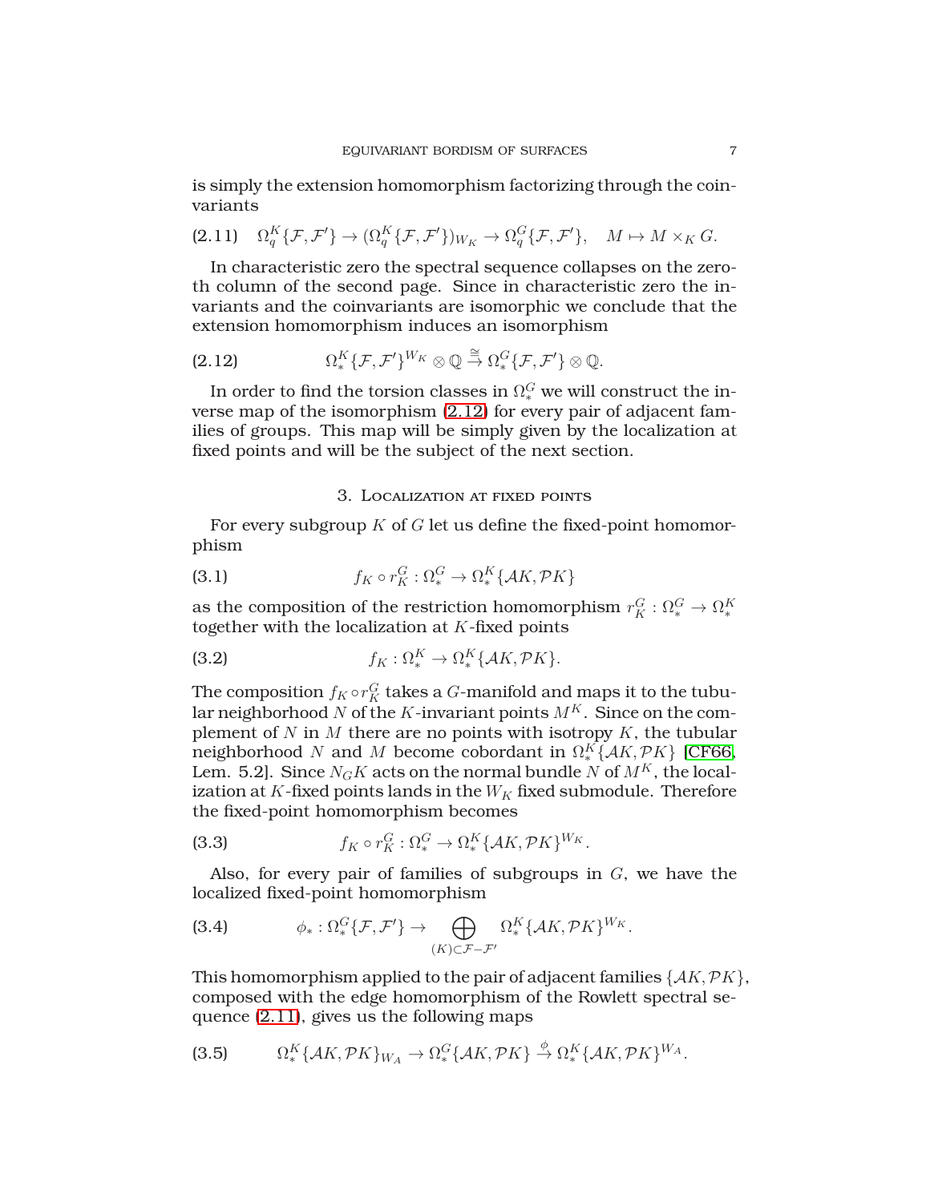is simply the extension homomorphism factorizing through the coinvariants

$$\Omega^K_q\{\mathcal{F},\mathcal{F}'\} \to (\Omega^K_q\{\mathcal{F},\mathcal{F}'\})_{W_K} \to \Omega^G_q\{\mathcal{F},\mathcal{F}'\}, \quad M \mapsto M \times_K G. \tag{2.11}$$

In characteristic zero the spectral sequence collapses on the zero-th column of the second page. Since in characteristic zero the invariants and the coinvariants are isomorphic we conclude that the extension homomorphism induces an isomorphism

$$\Omega^K_*\{\mathcal{F},\mathcal{F}'\}^{W_K} \otimes \mathbb{Q} \stackrel{\cong}{\to} \Omega^G_*\{\mathcal{F},\mathcal{F}'\} \otimes \mathbb{Q}. \tag{2.12}$$

In order to find the torsion classes in $\Omega^G_*$ we will construct the inverse map of the isomorphism (2.12) for every pair of adjacent families of groups. This map will be simply given by the localization at fixed points and will be the subject of the next section.

## 3. Localization at fixed points

For every subgroup $K$ of $G$ let us define the fixed-point homomorphism

$$f_K \circ r^G_K : \Omega^G_* \to \Omega^K_*\{\mathcal{A}K, \mathcal{P}K\} \tag{3.1}$$

as the composition of the restriction homomorphism $r^G_K : \Omega^G_* \to \Omega^K_*$ together with the localization at $K$-fixed points

$$f_K : \Omega^K_* \to \Omega^K_*\{\mathcal{A}K, \mathcal{P}K\}. \tag{3.2}$$

The composition $f_K \circ r^G_K$ takes a $G$-manifold and maps it to the tubular neighborhood $N$ of the $K$-invariant points $M^K$. Since on the complement of $N$ in $M$ there are no points with isotropy $K$, the tubular neighborhood $N$ and $M$ become cobordant in $\Omega^K_*\{\mathcal{A}K, \mathcal{P}K\}$ [CF66, Lem. 5.2]. Since $N_G K$ acts on the normal bundle $N$ of $M^K$, the localization at $K$-fixed points lands in the $W_K$ fixed submodule. Therefore the fixed-point homomorphism becomes

$$f_K \circ r^G_K : \Omega^G_* \to \Omega^K_*\{\mathcal{A}K, \mathcal{P}K\}^{W_K}. \tag{3.3}$$

Also, for every pair of families of subgroups in $G$, we have the localized fixed-point homomorphism

$$\phi_* : \Omega^G_*\{\mathcal{F},\mathcal{F}'\} \to \bigoplus_{(K)\subset \mathcal{F}-\mathcal{F}'} \Omega^K_*\{\mathcal{A}K, \mathcal{P}K\}^{W_K}. \tag{3.4}$$

This homomorphism applied to the pair of adjacent families $\{\mathcal{A}K, \mathcal{P}K\}$, composed with the edge homomorphism of the Rowlett spectral sequence (2.11), gives us the following maps

$$\Omega^K_*\{\mathcal{A}K, \mathcal{P}K\}_{W_A} \to \Omega^G_*\{\mathcal{A}K, \mathcal{P}K\} \stackrel{\phi}{\to} \Omega^K_*\{\mathcal{A}K, \mathcal{P}K\}^{W_A}. \tag{3.5}$$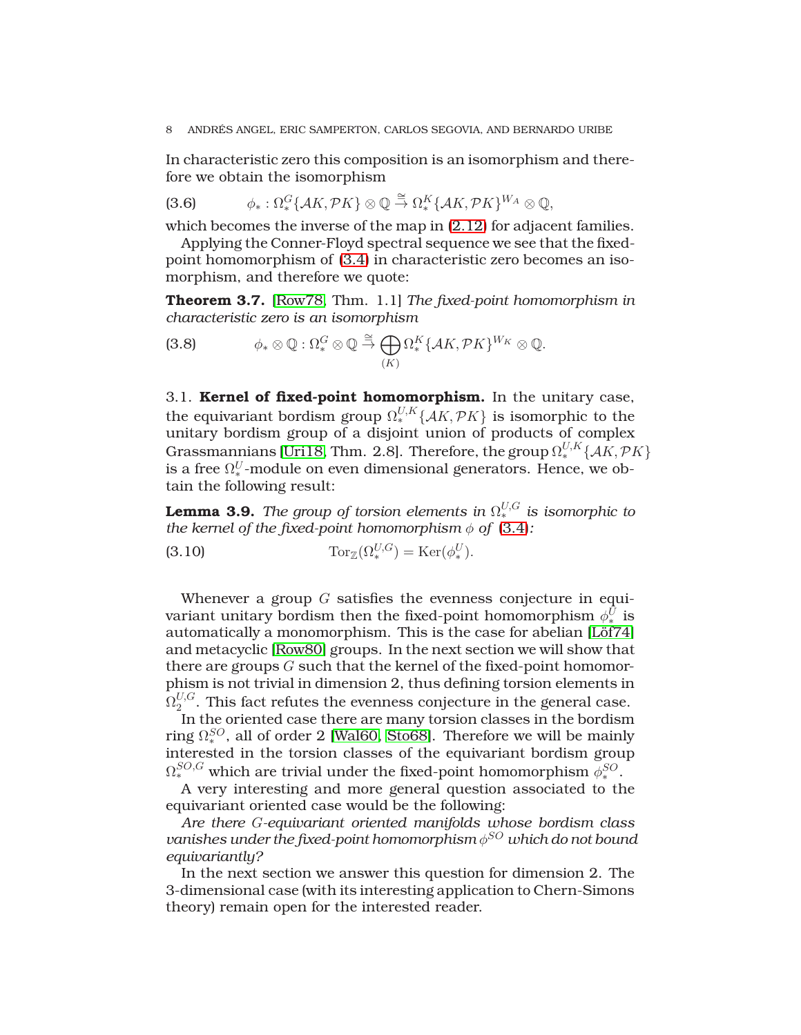In characteristic zero this composition is an isomorphism and therefore we obtain the isomorphism

$$\phi_* : \Omega_*^G\{\mathcal{A}K, \mathcal{P}K\} \otimes \mathbb{Q} \xrightarrow{\cong} \Omega_*^K\{\mathcal{A}K, \mathcal{P}K\}^{W_A} \otimes \mathbb{Q}, \tag{3.6}$$

which becomes the inverse of the map in (2.12) for adjacent families.

Applying the Conner-Floyd spectral sequence we see that the fixed-point homomorphism of (3.4) in characteristic zero becomes an isomorphism, and therefore we quote:

**Theorem 3.7.** [Row78, Thm. 1.1] *The fixed-point homomorphism in characteristic zero is an isomorphism*

$$\phi_* \otimes \mathbb{Q} : \Omega_*^G \otimes \mathbb{Q} \xrightarrow{\cong} \bigoplus_{(K)} \Omega_*^K\{\mathcal{A}K, \mathcal{P}K\}^{W_K} \otimes \mathbb{Q}. \tag{3.8}$$

## 3.1. Kernel of fixed-point homomorphism.

In the unitary case, the equivariant bordism group $\Omega_*^{U,K}\{\mathcal{A}K, \mathcal{P}K\}$ is isomorphic to the unitary bordism group of a disjoint union of products of complex Grassmannians [Uri18, Thm. 2.8]. Therefore, the group $\Omega_*^{U,K}\{\mathcal{A}K, \mathcal{P}K\}$ is a free $\Omega_*^U$-module on even dimensional generators. Hence, we obtain the following result:

**Lemma 3.9.** *The group of torsion elements in $\Omega_*^{U,G}$ is isomorphic to the kernel of the fixed-point homomorphism $\phi$ of (3.4):*

$$\mathrm{Tor}_{\mathbb{Z}}(\Omega_*^{U,G}) = \mathrm{Ker}(\phi_*^U). \tag{3.10}$$

Whenever a group $G$ satisfies the evenness conjecture in equivariant unitary bordism then the fixed-point homomorphism $\phi_*^U$ is automatically a monomorphism. This is the case for abelian [Löf74] and metacyclic [Row80] groups. In the next section we will show that there are groups $G$ such that the kernel of the fixed-point homomorphism is not trivial in dimension 2, thus defining torsion elements in $\Omega_2^{U,G}$. This fact refutes the evenness conjecture in the general case.

In the oriented case there are many torsion classes in the bordism ring $\Omega_*^{SO}$, all of order 2 [Wal60, Sto68]. Therefore we will be mainly interested in the torsion classes of the equivariant bordism group $\Omega_*^{SO,G}$ which are trivial under the fixed-point homomorphism $\phi_*^{SO}$.

A very interesting and more general question associated to the equivariant oriented case would be the following:

*Are there $G$-equivariant oriented manifolds whose bordism class vanishes under the fixed-point homomorphism $\phi^{SO}$ which do not bound equivariantly?*

In the next section we answer this question for dimension 2. The 3-dimensional case (with its interesting application to Chern-Simons theory) remain open for the interested reader.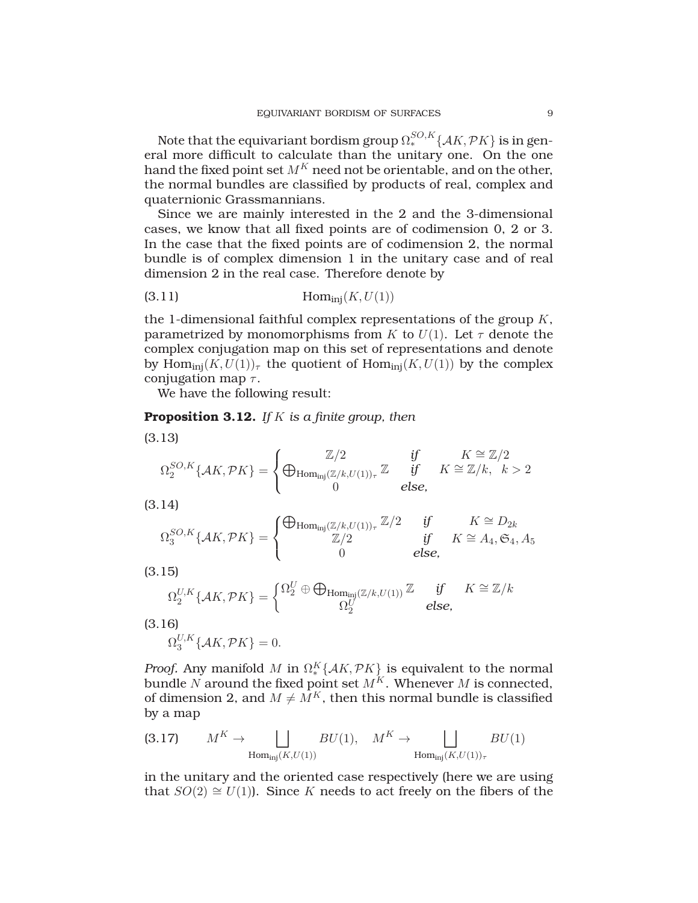Note that the equivariant bordism group $\Omega_*^{SO,K}\{\mathcal{A}K, \mathcal{P}K\}$ is in general more difficult to calculate than the unitary one. On the one hand the fixed point set $M^K$ need not be orientable, and on the other, the normal bundles are classified by products of real, complex and quaternionic Grassmannians.

Since we are mainly interested in the 2 and the 3-dimensional cases, we know that all fixed points are of codimension 0, 2 or 3. In the case that the fixed points are of codimension 2, the normal bundle is of complex dimension 1 in the unitary case and of real dimension 2 in the real case. Therefore denote by

$$\mathrm{Hom}_{\mathrm{inj}}(K, U(1)) \tag{3.11}$$

the 1-dimensional faithful complex representations of the group $K$, parametrized by monomorphisms from $K$ to $U(1)$. Let $\tau$ denote the complex conjugation map on this set of representations and denote by $\mathrm{Hom}_{\mathrm{inj}}(K, U(1))_\tau$ the quotient of $\mathrm{Hom}_{\mathrm{inj}}(K, U(1))$ by the complex conjugation map $\tau$.

We have the following result:

**Proposition 3.12.** *If $K$ is a finite group, then*

$$\Omega_2^{SO,K}\{\mathcal{A}K, \mathcal{P}K\} = \begin{cases} \mathbb{Z}/2 & \text{if} \quad K \cong \mathbb{Z}/2 \\ \bigoplus_{\mathrm{Hom}_{\mathrm{inj}}(\mathbb{Z}/k, U(1))_\tau} \mathbb{Z} & \text{if} \quad K \cong \mathbb{Z}/k, \ \ k > 2 \\ 0 & \text{else,} \end{cases} \tag{3.13}$$

$$\Omega_3^{SO,K}\{\mathcal{A}K, \mathcal{P}K\} = \begin{cases} \bigoplus_{\mathrm{Hom}_{\mathrm{inj}}(\mathbb{Z}/k, U(1))_\tau} \mathbb{Z}/2 & \text{if} \quad K \cong D_{2k} \\ \mathbb{Z}/2 & \text{if} \quad K \cong A_4, \mathfrak{S}_4, A_5 \\ 0 & \text{else,} \end{cases} \tag{3.14}$$

$$\Omega_2^{U,K}\{\mathcal{A}K, \mathcal{P}K\} = \begin{cases} \Omega_2^U \oplus \bigoplus_{\mathrm{Hom}_{\mathrm{inj}}(\mathbb{Z}/k, U(1))} \mathbb{Z} & \text{if} \quad K \cong \mathbb{Z}/k \\ \Omega_2^U & \text{else,} \end{cases} \tag{3.15}$$

$$\Omega_3^{U,K}\{\mathcal{A}K, \mathcal{P}K\} = 0. \tag{3.16}$$

*Proof.* Any manifold $M$ in $\Omega_*^K\{\mathcal{A}K, \mathcal{P}K\}$ is equivalent to the normal bundle $N$ around the fixed point set $M^K$. Whenever $M$ is connected, of dimension 2, and $M \neq M^K$, then this normal bundle is classified by a map

$$M^K \to \bigsqcup_{\mathrm{Hom}_{\mathrm{inj}}(K, U(1))} BU(1), \quad M^K \to \bigsqcup_{\mathrm{Hom}_{\mathrm{inj}}(K, U(1))_\tau} BU(1) \tag{3.17}$$

in the unitary and the oriented case respectively (here we are using that $SO(2) \cong U(1)$). Since $K$ needs to act freely on the fibers of the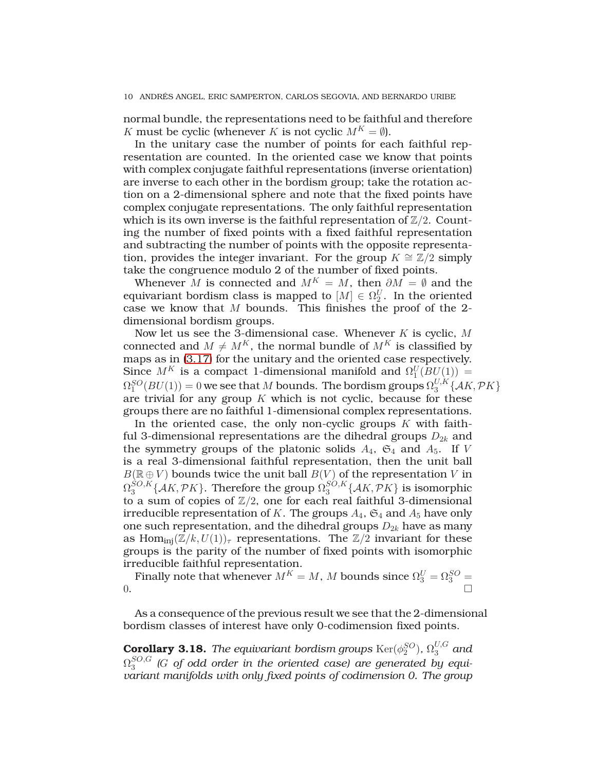normal bundle, the representations need to be faithful and therefore $K$ must be cyclic (whenever $K$ is not cyclic $M^K = \emptyset$).

In the unitary case the number of points for each faithful representation are counted. In the oriented case we know that points with complex conjugate faithful representations (inverse orientation) are inverse to each other in the bordism group; take the rotation action on a 2-dimensional sphere and note that the fixed points have complex conjugate representations. The only faithful representation which is its own inverse is the faithful representation of $\mathbb{Z}/2$. Counting the number of fixed points with a fixed faithful representation and subtracting the number of points with the opposite representation, provides the integer invariant. For the group $K \cong \mathbb{Z}/2$ simply take the congruence modulo 2 of the number of fixed points.

Whenever $M$ is connected and $M^K = M$, then $\partial M = \emptyset$ and the equivariant bordism class is mapped to $[M] \in \Omega_2^U$. In the oriented case we know that $M$ bounds. This finishes the proof of the 2-dimensional bordism groups.

Now let us see the 3-dimensional case. Whenever $K$ is cyclic, $M$ connected and $M \neq M^K$, the normal bundle of $M^K$ is classified by maps as in (3.17) for the unitary and the oriented case respectively. Since $M^K$ is a compact 1-dimensional manifold and $\Omega_1^U(BU(1)) = \Omega_1^{SO}(BU(1)) = 0$ we see that $M$ bounds. The bordism groups $\Omega_3^{U,K}\{\mathcal{A}K, \mathcal{P}K\}$ are trivial for any group $K$ which is not cyclic, because for these groups there are no faithful 1-dimensional complex representations.

In the oriented case, the only non-cyclic groups $K$ with faithful 3-dimensional representations are the dihedral groups $D_{2k}$ and the symmetry groups of the platonic solids $A_4$, $\mathfrak{S}_4$ and $A_5$. If $V$ is a real 3-dimensional faithful representation, then the unit ball $B(\mathbb{R} \oplus V)$ bounds twice the unit ball $B(V)$ of the representation $V$ in $\Omega_3^{SO,K}\{\mathcal{A}K, \mathcal{P}K\}$. Therefore the group $\Omega_3^{SO,K}\{\mathcal{A}K, \mathcal{P}K\}$ is isomorphic to a sum of copies of $\mathbb{Z}/2$, one for each real faithful 3-dimensional irreducible representation of $K$. The groups $A_4$, $\mathfrak{S}_4$ and $A_5$ have only one such representation, and the dihedral groups $D_{2k}$ have as many as $\mathrm{Hom}_{\mathrm{inj}}(\mathbb{Z}/k, U(1))_\tau$ representations. The $\mathbb{Z}/2$ invariant for these groups is the parity of the number of fixed points with isomorphic irreducible faithful representation.

Finally note that whenever $M^K = M$, $M$ bounds since $\Omega_3^U = \Omega_3^{SO} = 0$. $\square$

As a consequence of the previous result we see that the 2-dimensional bordism classes of interest have only 0-codimension fixed points.

**Corollary 3.18.** *The equivariant bordism groups $\mathrm{Ker}(\phi_2^{SO})$, $\Omega_3^{U,G}$ and $\Omega_3^{SO,G}$ ($G$ of odd order in the oriented case) are generated by equivariant manifolds with only fixed points of codimension 0. The group*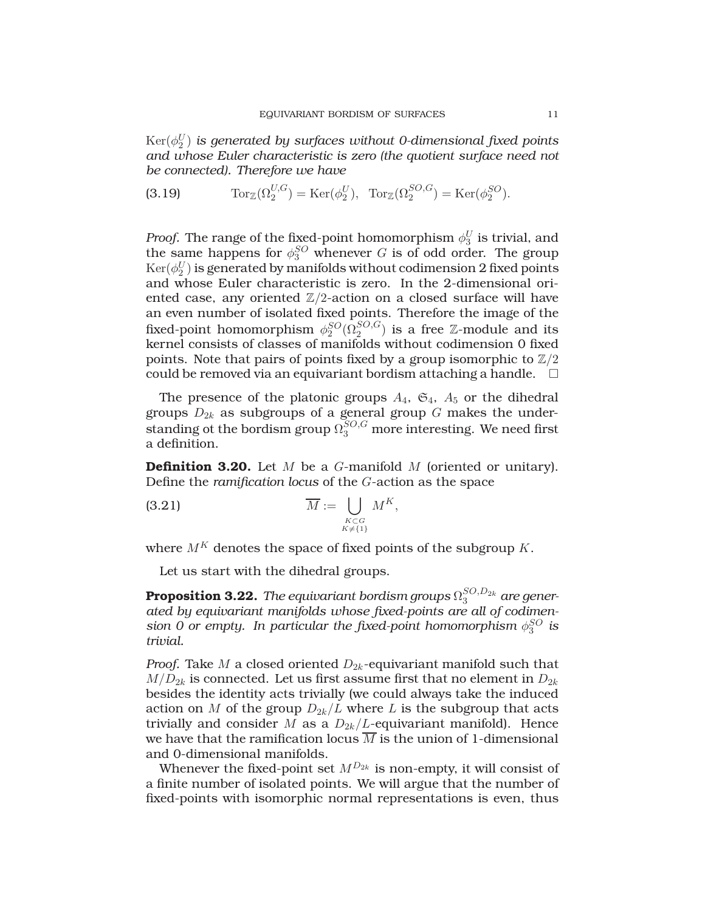$\mathrm{Ker}(\phi_2^U)$ *is generated by surfaces without 0-dimensional fixed points and whose Euler characteristic is zero (the quotient surface need not be connected). Therefore we have*

$$\mathrm{Tor}_{\mathbb{Z}}(\Omega_2^{U,G}) = \mathrm{Ker}(\phi_2^U), \quad \mathrm{Tor}_{\mathbb{Z}}(\Omega_2^{SO,G}) = \mathrm{Ker}(\phi_2^{SO}). \tag{3.19}$$

*Proof.* The range of the fixed-point homomorphism $\phi_3^U$ is trivial, and the same happens for $\phi_3^{SO}$ whenever $G$ is of odd order. The group $\mathrm{Ker}(\phi_2^U)$ is generated by manifolds without codimension 2 fixed points and whose Euler characteristic is zero. In the 2-dimensional oriented case, any oriented $\mathbb{Z}/2$-action on a closed surface will have an even number of isolated fixed points. Therefore the image of the fixed-point homomorphism $\phi_2^{SO}(\Omega_2^{SO,G})$ is a free $\mathbb{Z}$-module and its kernel consists of classes of manifolds without codimension 0 fixed points. Note that pairs of points fixed by a group isomorphic to $\mathbb{Z}/2$ could be removed via an equivariant bordism attaching a handle. □

The presence of the platonic groups $A_4$, $\mathfrak{S}_4$, $A_5$ or the dihedral groups $D_{2k}$ as subgroups of a general group $G$ makes the understanding ot the bordism group $\Omega_3^{SO,G}$ more interesting. We need first a definition.

**Definition 3.20.** Let $M$ be a $G$-manifold $M$ (oriented or unitary). Define the *ramification locus* of the $G$-action as the space

$$\overline{M} := \bigcup_{\substack{K \subset G \\ K \neq \{1\}}} M^K, \tag{3.21}$$

where $M^K$ denotes the space of fixed points of the subgroup $K$.

Let us start with the dihedral groups.

**Proposition 3.22.** *The equivariant bordism groups $\Omega_3^{SO,D_{2k}}$ are generated by equivariant manifolds whose fixed-points are all of codimension 0 or empty. In particular the fixed-point homomorphism $\phi_3^{SO}$ is trivial.*

*Proof.* Take $M$ a closed oriented $D_{2k}$-equivariant manifold such that $M/D_{2k}$ is connected. Let us first assume first that no element in $D_{2k}$ besides the identity acts trivially (we could always take the induced action on $M$ of the group $D_{2k}/L$ where $L$ is the subgroup that acts trivially and consider $M$ as a $D_{2k}/L$-equivariant manifold). Hence we have that the ramification locus $\overline{M}$ is the union of 1-dimensional and 0-dimensional manifolds.

Whenever the fixed-point set $M^{D_{2k}}$ is non-empty, it will consist of a finite number of isolated points. We will argue that the number of fixed-points with isomorphic normal representations is even, thus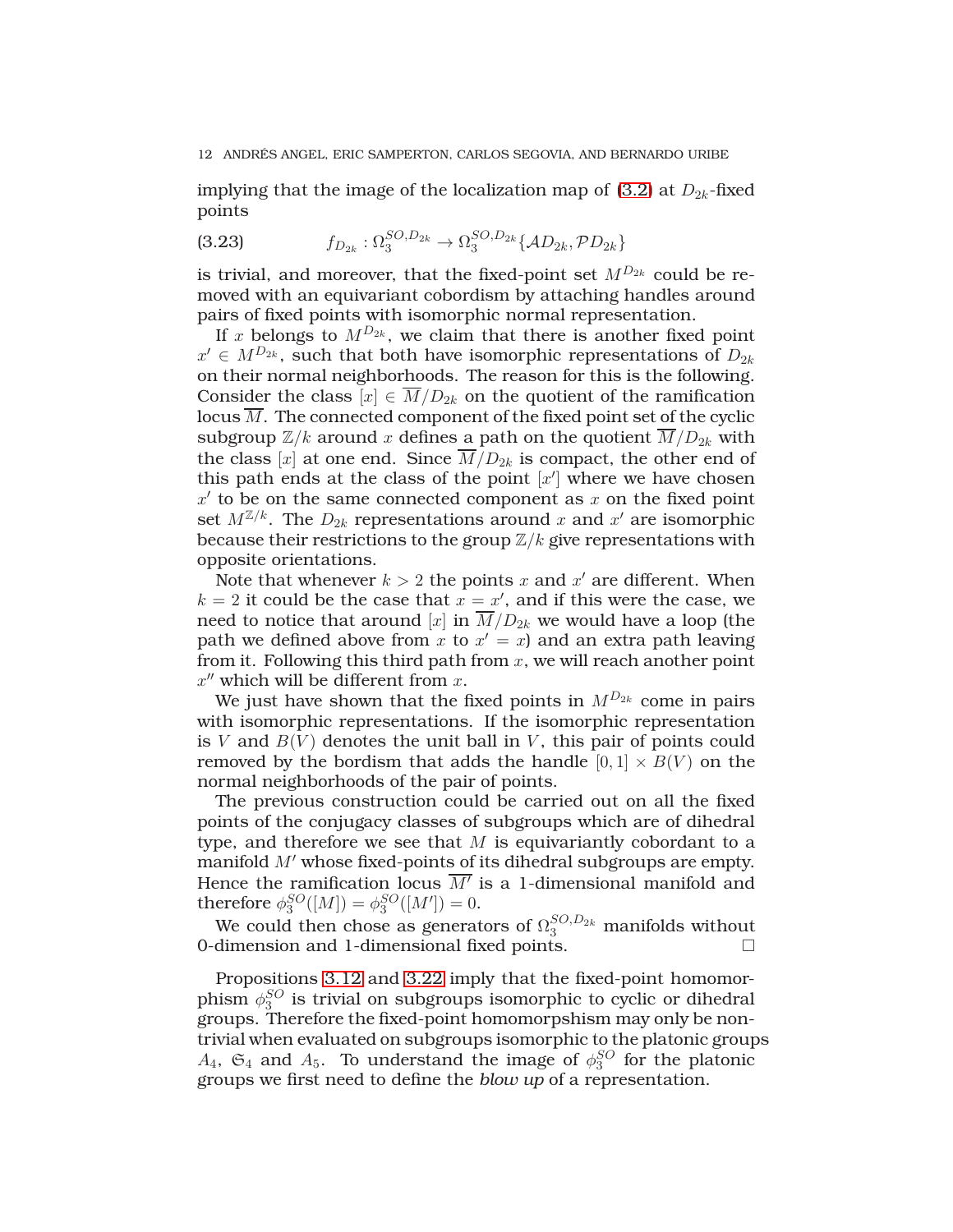implying that the image of the localization map of (3.2) at $D_{2k}$-fixed points

$$
f_{D_{2k}} : \Omega_3^{SO,D_{2k}} \to \Omega_3^{SO,D_{2k}}\{\mathcal{A}D_{2k}, \mathcal{P}D_{2k}\} \tag{3.23}
$$

is trivial, and moreover, that the fixed-point set $M^{D_{2k}}$ could be removed with an equivariant cobordism by attaching handles around pairs of fixed points with isomorphic normal representation.

If $x$ belongs to $M^{D_{2k}}$, we claim that there is another fixed point $x' \in M^{D_{2k}}$, such that both have isomorphic representations of $D_{2k}$ on their normal neighborhoods. The reason for this is the following. Consider the class $[x] \in \overline{M}/D_{2k}$ on the quotient of the ramification locus $\overline{M}$. The connected component of the fixed point set of the cyclic subgroup $\mathbb{Z}/k$ around $x$ defines a path on the quotient $\overline{M}/D_{2k}$ with the class $[x]$ at one end. Since $\overline{M}/D_{2k}$ is compact, the other end of this path ends at the class of the point $[x']$ where we have chosen $x'$ to be on the same connected component as $x$ on the fixed point set $M^{\mathbb{Z}/k}$. The $D_{2k}$ representations around $x$ and $x'$ are isomorphic because their restrictions to the group $\mathbb{Z}/k$ give representations with opposite orientations.

Note that whenever $k > 2$ the points $x$ and $x'$ are different. When $k = 2$ it could be the case that $x = x'$, and if this were the case, we need to notice that around $[x]$ in $\overline{M}/D_{2k}$ we would have a loop (the path we defined above from $x$ to $x' = x$) and an extra path leaving from it. Following this third path from $x$, we will reach another point $x''$ which will be different from $x$.

We just have shown that the fixed points in $M^{D_{2k}}$ come in pairs with isomorphic representations. If the isomorphic representation is $V$ and $B(V)$ denotes the unit ball in $V$, this pair of points could removed by the bordism that adds the handle $[0,1] \times B(V)$ on the normal neighborhoods of the pair of points.

The previous construction could be carried out on all the fixed points of the conjugacy classes of subgroups which are of dihedral type, and therefore we see that $M$ is equivariantly cobordant to a manifold $M'$ whose fixed-points of its dihedral subgroups are empty. Hence the ramification locus $\overline{M'}$ is a 1-dimensional manifold and therefore $\phi_3^{SO}([M]) = \phi_3^{SO}([M']) = 0$.

We could then chose as generators of $\Omega_3^{SO,D_{2k}}$ manifolds without 0-dimension and 1-dimensional fixed points. □

Propositions 3.12 and 3.22 imply that the fixed-point homomorphism $\phi_3^{SO}$ is trivial on subgroups isomorphic to cyclic or dihedral groups. Therefore the fixed-point homomorpshism may only be nontrivial when evaluated on subgroups isomorphic to the platonic groups $A_4$, $\mathfrak{S}_4$ and $A_5$. To understand the image of $\phi_3^{SO}$ for the platonic groups we first need to define the *blow up* of a representation.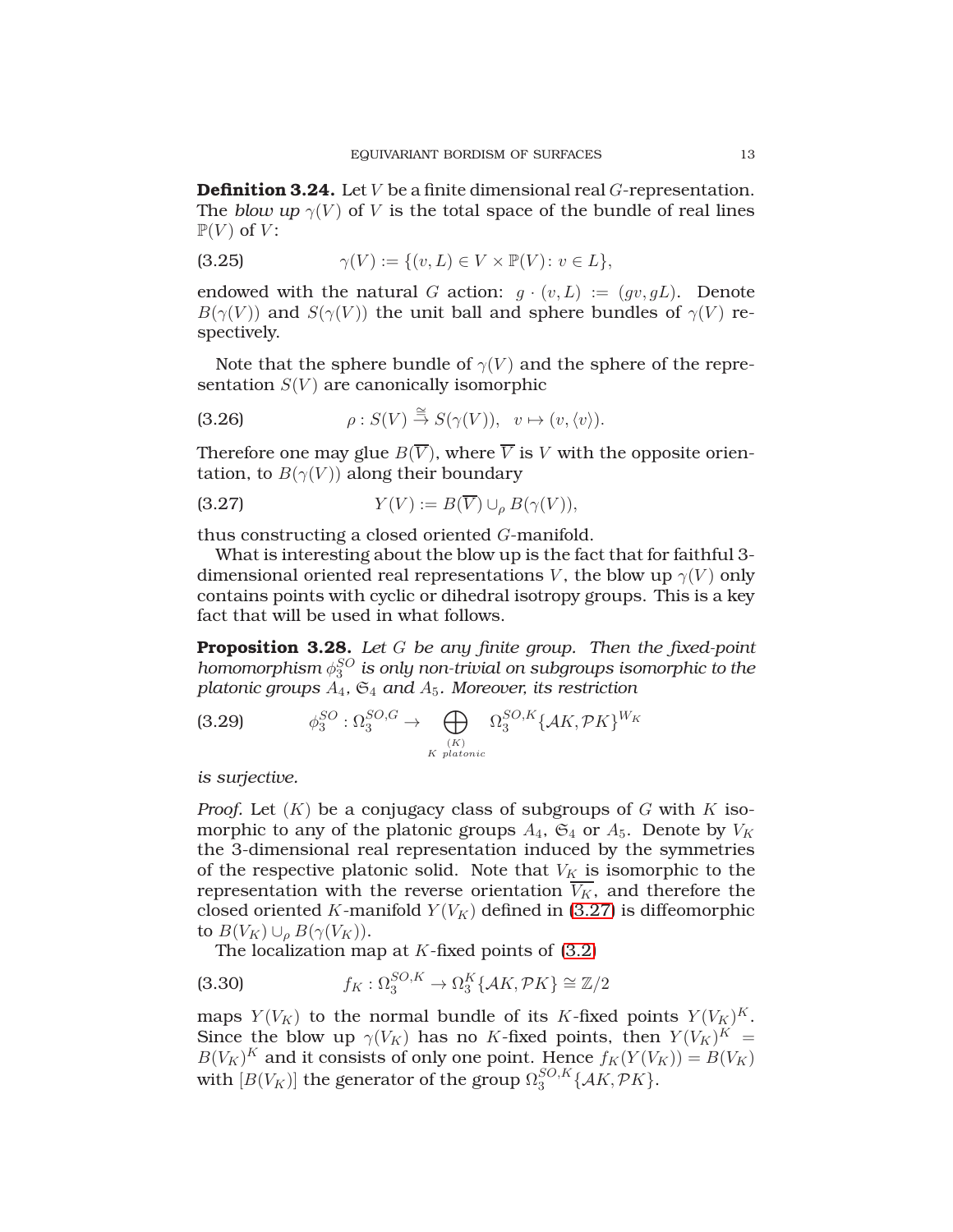**Definition 3.24.** Let $V$ be a finite dimensional real $G$-representation. The *blow up* $\gamma(V)$ of $V$ is the total space of the bundle of real lines $\mathbb{P}(V)$ of $V$:

$$\gamma(V) := \{(v, L) \in V \times \mathbb{P}(V) \colon v \in L\}, \tag{3.25}$$

endowed with the natural $G$ action: $g \cdot (v, L) := (gv, gL)$. Denote $B(\gamma(V))$ and $S(\gamma(V))$ the unit ball and sphere bundles of $\gamma(V)$ respectively.

Note that the sphere bundle of $\gamma(V)$ and the sphere of the representation $S(V)$ are canonically isomorphic

$$\rho : S(V) \overset{\cong}{\to} S(\gamma(V)), \quad v \mapsto (v, \langle v \rangle). \tag{3.26}$$

Therefore one may glue $B(\overline{V})$, where $\overline{V}$ is $V$ with the opposite orientation, to $B(\gamma(V))$ along their boundary

$$Y(V) := B(\overline{V}) \cup_\rho B(\gamma(V)), \tag{3.27}$$

thus constructing a closed oriented $G$-manifold.

What is interesting about the blow up is the fact that for faithful 3-dimensional oriented real representations $V$, the blow up $\gamma(V)$ only contains points with cyclic or dihedral isotropy groups. This is a key fact that will be used in what follows.

**Proposition 3.28.** *Let $G$ be any finite group. Then the fixed-point homomorphism $\phi_3^{SO}$ is only non-trivial on subgroups isomorphic to the platonic groups $A_4$, $\mathfrak{S}_4$ and $A_5$. Moreover, its restriction*

$$\phi_3^{SO} : \Omega_3^{SO,G} \to \bigoplus_{\substack{(K) \\ K \text{ platonic}}} \Omega_3^{SO,K}\{\mathcal{A}K, \mathcal{P}K\}^{W_K} \tag{3.29}$$

*is surjective.*

*Proof.* Let $(K)$ be a conjugacy class of subgroups of $G$ with $K$ isomorphic to any of the platonic groups $A_4$, $\mathfrak{S}_4$ or $A_5$. Denote by $V_K$ the 3-dimensional real representation induced by the symmetries of the respective platonic solid. Note that $V_K$ is isomorphic to the representation with the reverse orientation $\overline{V_K}$, and therefore the closed oriented $K$-manifold $Y(V_K)$ defined in (3.27) is diffeomorphic to $B(V_K) \cup_\rho B(\gamma(V_K))$.

The localization map at $K$-fixed points of (3.2)

$$f_K : \Omega_3^{SO,K} \to \Omega_3^K\{\mathcal{A}K, \mathcal{P}K\} \cong \mathbb{Z}/2 \tag{3.30}$$

maps $Y(V_K)$ to the normal bundle of its $K$-fixed points $Y(V_K)^K$. Since the blow up $\gamma(V_K)$ has no $K$-fixed points, then $Y(V_K)^K = B(V_K)^K$ and it consists of only one point. Hence $f_K(Y(V_K)) = B(V_K)$ with $[B(V_K)]$ the generator of the group $\Omega_3^{SO,K}\{\mathcal{A}K, \mathcal{P}K\}$.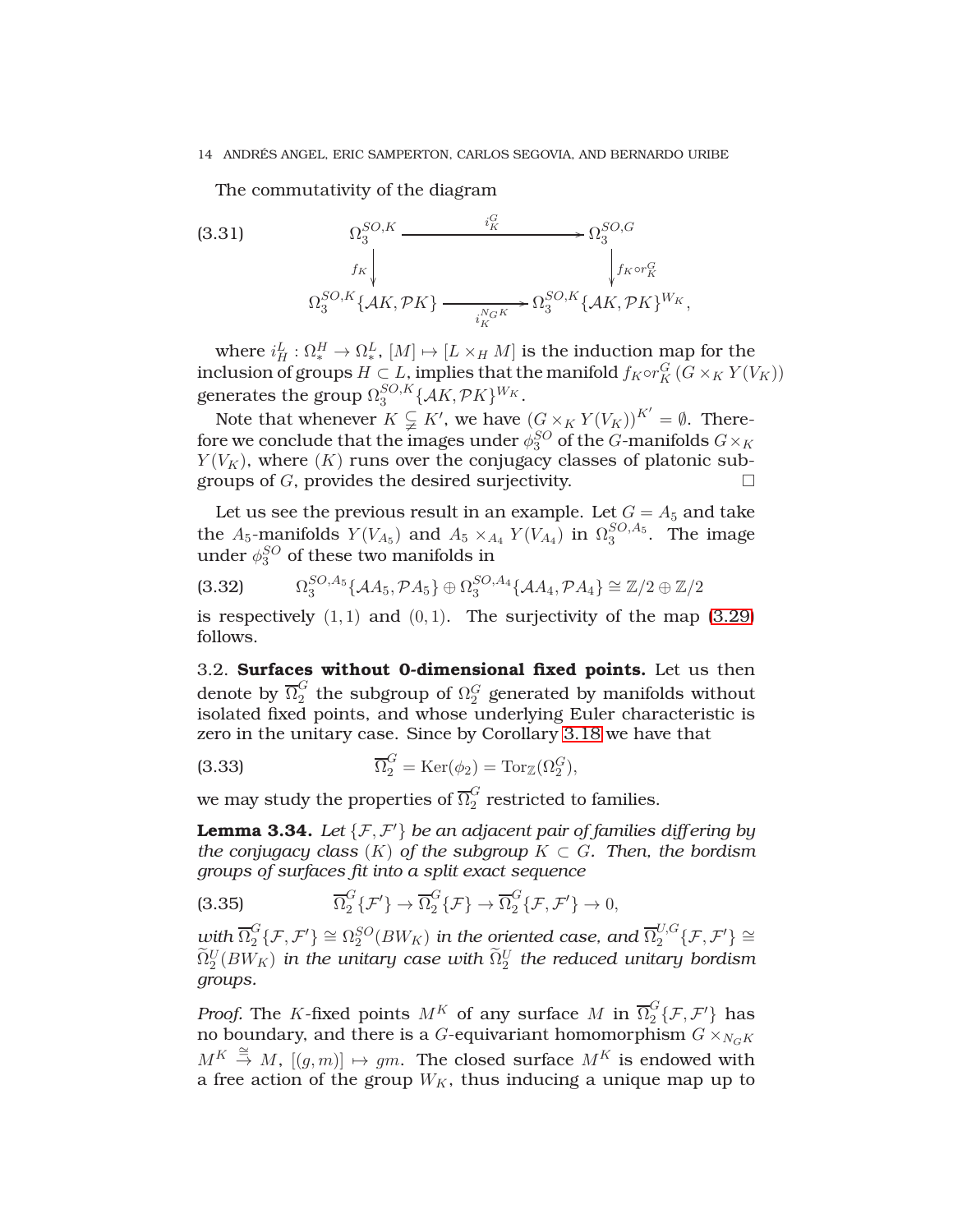The commutativity of the diagram

$$\begin{array}{ccc} \Omega_3^{SO,K} & \xrightarrow{\quad i_K^G \quad} & \Omega_3^{SO,G} \\ \Big\downarrow{\scriptstyle f_K} & & \Big\downarrow{\scriptstyle f_K \circ r_K^G} \\ \Omega_3^{SO,K}\{\mathcal{A}K, \mathcal{P}K\} & \xrightarrow[\quad i_K^{N_G K} \quad]{} & \Omega_3^{SO,K}\{\mathcal{A}K, \mathcal{P}K\}^{W_K}, \end{array} \tag{3.31}$$

where $i_H^L : \Omega_*^H \to \Omega_*^L$, $[M] \mapsto [L \times_H M]$ is the induction map for the inclusion of groups $H \subset L$, implies that the manifold $f_K \circ r_K^G (G \times_K Y(V_K))$ generates the group $\Omega_3^{SO,K}\{\mathcal{A}K, \mathcal{P}K\}^{W_K}$.

Note that whenever $K \subsetneq K'$, we have $(G \times_K Y(V_K))^{K'} = \emptyset$. Therefore we conclude that the images under $\phi_3^{SO}$ of the $G$-manifolds $G \times_K Y(V_K)$, where $(K)$ runs over the conjugacy classes of platonic subgroups of $G$, provides the desired surjectivity. $\square$

Let us see the previous result in an example. Let $G = A_5$ and take the $A_5$-manifolds $Y(V_{A_5})$ and $A_5 \times_{A_4} Y(V_{A_4})$ in $\Omega_3^{SO,A_5}$. The image under $\phi_3^{SO}$ of these two manifolds in

$$\Omega_3^{SO,A_5}\{\mathcal{A}A_5, \mathcal{P}A_5\} \oplus \Omega_3^{SO,A_4}\{\mathcal{A}A_4, \mathcal{P}A_4\} \cong \mathbb{Z}/2 \oplus \mathbb{Z}/2 \tag{3.32}$$

is respectively $(1,1)$ and $(0,1)$. The surjectivity of the map (3.29) follows.

## 3.2. Surfaces without 0-dimensional fixed points.

Let us then denote by $\overline{\Omega}_2^G$ the subgroup of $\Omega_2^G$ generated by manifolds without isolated fixed points, and whose underlying Euler characteristic is zero in the unitary case. Since by Corollary 3.18 we have that

$$\overline{\Omega}_2^G = \mathrm{Ker}(\phi_2) = \mathrm{Tor}_{\mathbb{Z}}(\Omega_2^G), \tag{3.33}$$

we may study the properties of $\overline{\Omega}_2^G$ restricted to families.

**Lemma 3.34.** *Let $\{\mathcal{F}, \mathcal{F}'\}$ be an adjacent pair of families differing by the conjugacy class $(K)$ of the subgroup $K \subset G$. Then, the bordism groups of surfaces fit into a split exact sequence*

$$\overline{\Omega}_2^G\{\mathcal{F}'\} \to \overline{\Omega}_2^G\{\mathcal{F}\} \to \overline{\Omega}_2^G\{\mathcal{F}, \mathcal{F}'\} \to 0, \tag{3.35}$$

*with $\overline{\Omega}_2^G\{\mathcal{F}, \mathcal{F}'\} \cong \Omega_2^{SO}(BW_K)$ in the oriented case, and $\overline{\Omega}_2^{U,G}\{\mathcal{F}, \mathcal{F}'\} \cong \widetilde{\Omega}_2^U(BW_K)$ in the unitary case with $\widetilde{\Omega}_2^U$ the reduced unitary bordism groups.*

*Proof.* The $K$-fixed points $M^K$ of any surface $M$ in $\overline{\Omega}_2^G\{\mathcal{F}, \mathcal{F}'\}$ has no boundary, and there is a $G$-equivariant homomorphism $G \times_{N_G K} M^K \overset{\cong}{\to} M$, $[(g,m)] \mapsto gm$. The closed surface $M^K$ is endowed with a free action of the group $W_K$, thus inducing a unique map up to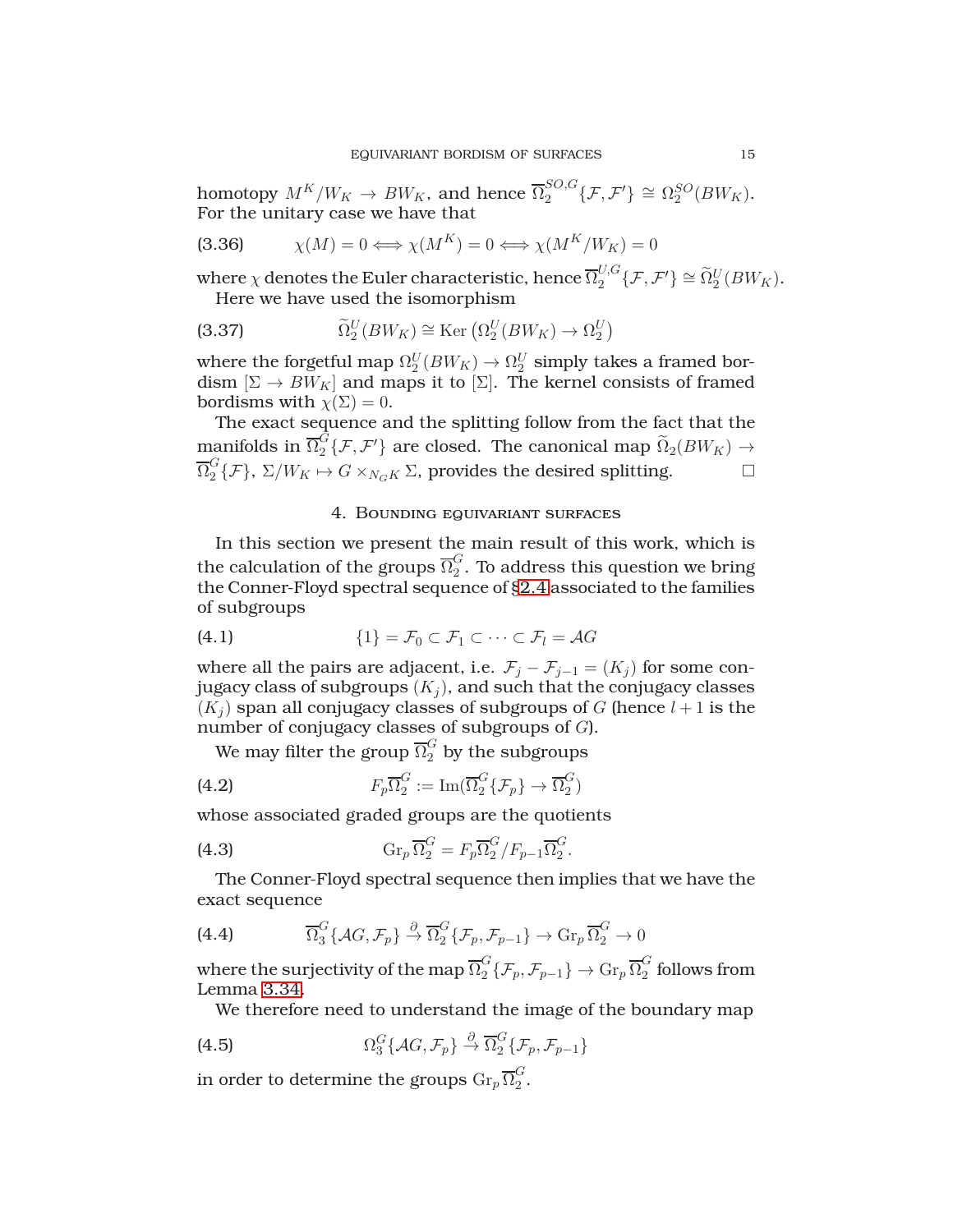homotopy $M^K/W_K \to BW_K$, and hence $\overline{\Omega}_2^{SO,G}\{\mathcal{F},\mathcal{F}'\} \cong \Omega_2^{SO}(BW_K)$. For the unitary case we have that

$$\chi(M) = 0 \iff \chi(M^K) = 0 \iff \chi(M^K/W_K) = 0 \tag{3.36}$$

where $\chi$ denotes the Euler characteristic, hence $\overline{\Omega}_2^{U,G}\{\mathcal{F},\mathcal{F}'\} \cong \widetilde{\Omega}_2^U(BW_K)$.

Here we have used the isomorphism

$$\widetilde{\Omega}_2^U(BW_K) \cong \operatorname{Ker}\left(\Omega_2^U(BW_K) \to \Omega_2^U\right) \tag{3.37}$$

where the forgetful map $\Omega_2^U(BW_K) \to \Omega_2^U$ simply takes a framed bordism $[\Sigma \to BW_K]$ and maps it to $[\Sigma]$. The kernel consists of framed bordisms with $\chi(\Sigma) = 0$.

The exact sequence and the splitting follow from the fact that the manifolds in $\overline{\Omega}_2^G\{\mathcal{F},\mathcal{F}'\}$ are closed. The canonical map $\widetilde{\Omega}_2(BW_K) \to \overline{\Omega}_2^G\{\mathcal{F}\}$, $\Sigma/W_K \mapsto G \times_{N_GK} \Sigma$, provides the desired splitting. □

## 4. Bounding equivariant surfaces

In this section we present the main result of this work, which is the calculation of the groups $\overline{\Omega}_2^G$. To address this question we bring the Conner-Floyd spectral sequence of §2.4 associated to the families of subgroups

$$\{1\} = \mathcal{F}_0 \subset \mathcal{F}_1 \subset \cdots \subset \mathcal{F}_l = \mathcal{A}G \tag{4.1}$$

where all the pairs are adjacent, i.e. $\mathcal{F}_j - \mathcal{F}_{j-1} = (K_j)$ for some conjugacy class of subgroups $(K_j)$, and such that the conjugacy classes $(K_j)$ span all conjugacy classes of subgroups of $G$ (hence $l+1$ is the number of conjugacy classes of subgroups of $G$).

We may filter the group $\overline{\Omega}_2^G$ by the subgroups

$$F_p\overline{\Omega}_2^G := \operatorname{Im}(\overline{\Omega}_2^G\{\mathcal{F}_p\} \to \overline{\Omega}_2^G) \tag{4.2}$$

whose associated graded groups are the quotients

$$\operatorname{Gr}_p \overline{\Omega}_2^G = F_p\overline{\Omega}_2^G / F_{p-1}\overline{\Omega}_2^G. \tag{4.3}$$

The Conner-Floyd spectral sequence then implies that we have the exact sequence

$$\overline{\Omega}_3^G\{\mathcal{A}G,\mathcal{F}_p\} \xrightarrow{\partial} \overline{\Omega}_2^G\{\mathcal{F}_p,\mathcal{F}_{p-1}\} \to \operatorname{Gr}_p \overline{\Omega}_2^G \to 0 \tag{4.4}$$

where the surjectivity of the map $\overline{\Omega}_2^G\{\mathcal{F}_p,\mathcal{F}_{p-1}\} \to \operatorname{Gr}_p \overline{\Omega}_2^G$ follows from Lemma 3.34.

We therefore need to understand the image of the boundary map

$$\Omega_3^G\{\mathcal{A}G,\mathcal{F}_p\} \xrightarrow{\partial} \overline{\Omega}_2^G\{\mathcal{F}_p,\mathcal{F}_{p-1}\} \tag{4.5}$$

in order to determine the groups $\operatorname{Gr}_p \overline{\Omega}_2^G$.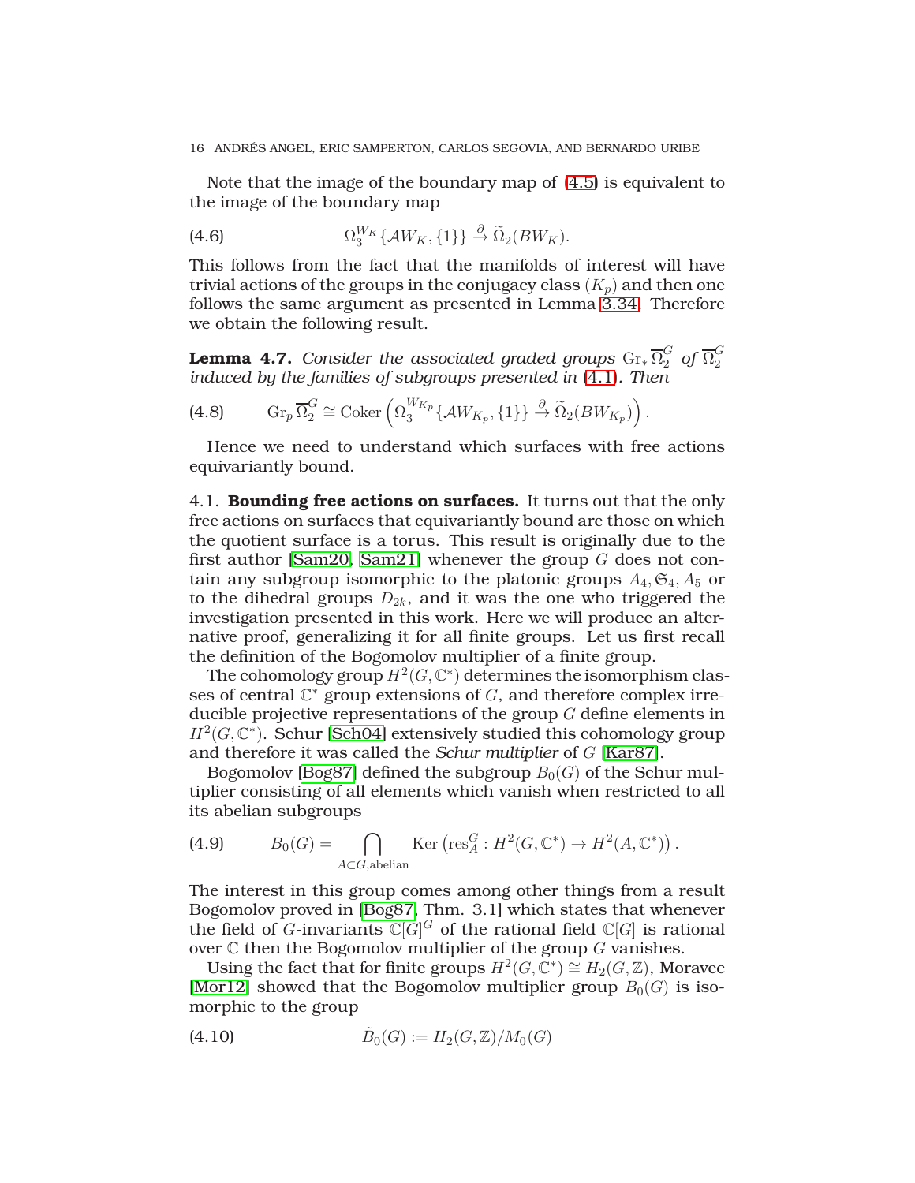Note that the image of the boundary map of (4.5) is equivalent to the image of the boundary map

$$\Omega_3^{W_K}\{\mathcal{A}W_K, \{1\}\} \xrightarrow{\partial} \widetilde{\Omega}_2(BW_K). \tag{4.6}$$

This follows from the fact that the manifolds of interest will have trivial actions of the groups in the conjugacy class $(K_p)$ and then one follows the same argument as presented in Lemma 3.34. Therefore we obtain the following result.

**Lemma 4.7.** *Consider the associated graded groups $\mathrm{Gr}_* \overline{\Omega}_2^G$ of $\overline{\Omega}_2^G$ induced by the families of subgroups presented in (4.1). Then*

$$\mathrm{Gr}_p \overline{\Omega}_2^G \cong \mathrm{Coker}\left(\Omega_3^{W_{K_p}}\{\mathcal{A}W_{K_p}, \{1\}\} \xrightarrow{\partial} \widetilde{\Omega}_2(BW_{K_p})\right). \tag{4.8}$$

Hence we need to understand which surfaces with free actions equivariantly bound.

4.1. **Bounding free actions on surfaces.** It turns out that the only free actions on surfaces that equivariantly bound are those on which the quotient surface is a torus. This result is originally due to the first author [Sam20, Sam21] whenever the group $G$ does not contain any subgroup isomorphic to the platonic groups $A_4, \mathfrak{S}_4, A_5$ or to the dihedral groups $D_{2k}$, and it was the one who triggered the investigation presented in this work. Here we will produce an alternative proof, generalizing it for all finite groups. Let us first recall the definition of the Bogomolov multiplier of a finite group.

The cohomology group $H^2(G, \mathbb{C}^*)$ determines the isomorphism classes of central $\mathbb{C}^*$ group extensions of $G$, and therefore complex irreducible projective representations of the group $G$ define elements in $H^2(G, \mathbb{C}^*)$. Schur [Sch04] extensively studied this cohomology group and therefore it was called the *Schur multiplier* of $G$ [Kar87].

Bogomolov [Bog87] defined the subgroup $B_0(G)$ of the Schur multiplier consisting of all elements which vanish when restricted to all its abelian subgroups

$$B_0(G) = \bigcap_{A \subset G, \text{abelian}} \mathrm{Ker}\left(\mathrm{res}_A^G : H^2(G, \mathbb{C}^*) \to H^2(A, \mathbb{C}^*)\right). \tag{4.9}$$

The interest in this group comes among other things from a result Bogomolov proved in [Bog87, Thm. 3.1] which states that whenever the field of $G$-invariants $\mathbb{C}[G]^G$ of the rational field $\mathbb{C}[G]$ is rational over $\mathbb{C}$ then the Bogomolov multiplier of the group $G$ vanishes.

Using the fact that for finite groups $H^2(G, \mathbb{C}^*) \cong H_2(G, \mathbb{Z})$, Moravec [Mor12] showed that the Bogomolov multiplier group $B_0(G)$ is isomorphic to the group

$$\tilde{B}_0(G) := H_2(G, \mathbb{Z})/M_0(G) \tag{4.10}$$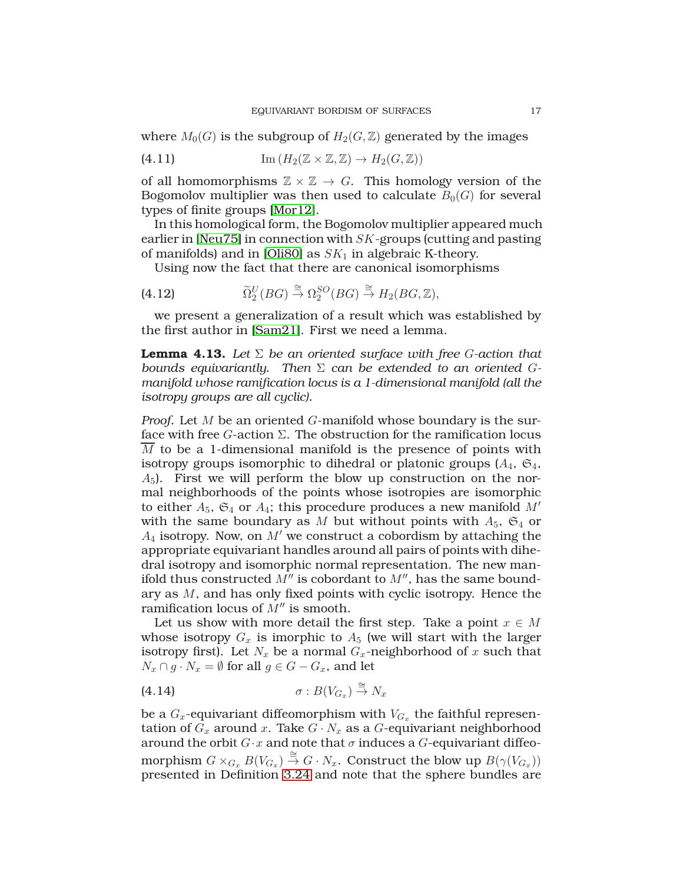where $M_0(G)$ is the subgroup of $H_2(G,\mathbb{Z})$ generated by the images

$$\operatorname{Im}\left(H_2(\mathbb{Z}\times\mathbb{Z},\mathbb{Z})\to H_2(G,\mathbb{Z})\right) \tag{4.11}$$

of all homomorphisms $\mathbb{Z}\times\mathbb{Z}\to G$. This homology version of the Bogomolov multiplier was then used to calculate $B_0(G)$ for several types of finite groups [Mor12].

In this homological form, the Bogomolov multiplier appeared much earlier in [Neu75] in connection with $SK$-groups (cutting and pasting of manifolds) and in [Oli80] as $SK_1$ in algebraic K-theory.

Using now the fact that there are canonical isomorphisms

$$\widetilde{\Omega}_2^U(BG) \xrightarrow{\cong} \Omega_2^{SO}(BG) \xrightarrow{\cong} H_2(BG,\mathbb{Z}), \tag{4.12}$$

we present a generalization of a result which was established by the first author in [Sam21]. First we need a lemma.

**Lemma 4.13.** *Let $\Sigma$ be an oriented surface with free $G$-action that bounds equivariantly. Then $\Sigma$ can be extended to an oriented $G$-manifold whose ramification locus is a 1-dimensional manifold (all the isotropy groups are all cyclic).*

*Proof.* Let $M$ be an oriented $G$-manifold whose boundary is the surface with free $G$-action $\Sigma$. The obstruction for the ramification locus $\overline{M}$ to be a 1-dimensional manifold is the presence of points with isotropy groups isomorphic to dihedral or platonic groups ($A_4$, $\mathfrak{S}_4$, $A_5$). First we will perform the blow up construction on the normal neighborhoods of the points whose isotropies are isomorphic to either $A_5$, $\mathfrak{S}_4$ or $A_4$; this procedure produces a new manifold $M'$ with the same boundary as $M$ but without points with $A_5$, $\mathfrak{S}_4$ or $A_4$ isotropy. Now, on $M'$ we construct a cobordism by attaching the appropriate equivariant handles around all pairs of points with dihedral isotropy and isomorphic normal representation. The new manifold thus constructed $M''$ is cobordant to $M''$, has the same boundary as $M$, and has only fixed points with cyclic isotropy. Hence the ramification locus of $M''$ is smooth.

Let us show with more detail the first step. Take a point $x\in M$ whose isotropy $G_x$ is imorphic to $A_5$ (we will start with the larger isotropy first). Let $N_x$ be a normal $G_x$-neighborhood of $x$ such that $N_x\cap g\cdot N_x=\emptyset$ for all $g\in G-G_x$, and let

$$\sigma : B(V_{G_x}) \xrightarrow{\cong} N_x \tag{4.14}$$

be a $G_x$-equivariant diffeomorphism with $V_{G_x}$ the faithful representation of $G_x$ around $x$. Take $G\cdot N_x$ as a $G$-equivariant neighborhood around the orbit $G\cdot x$ and note that $\sigma$ induces a $G$-equivariant diffeomorphism $G\times_{G_x}B(V_{G_x})\xrightarrow{\cong} G\cdot N_x$. Construct the blow up $B(\gamma(V_{G_x}))$ presented in Definition 3.24 and note that the sphere bundles are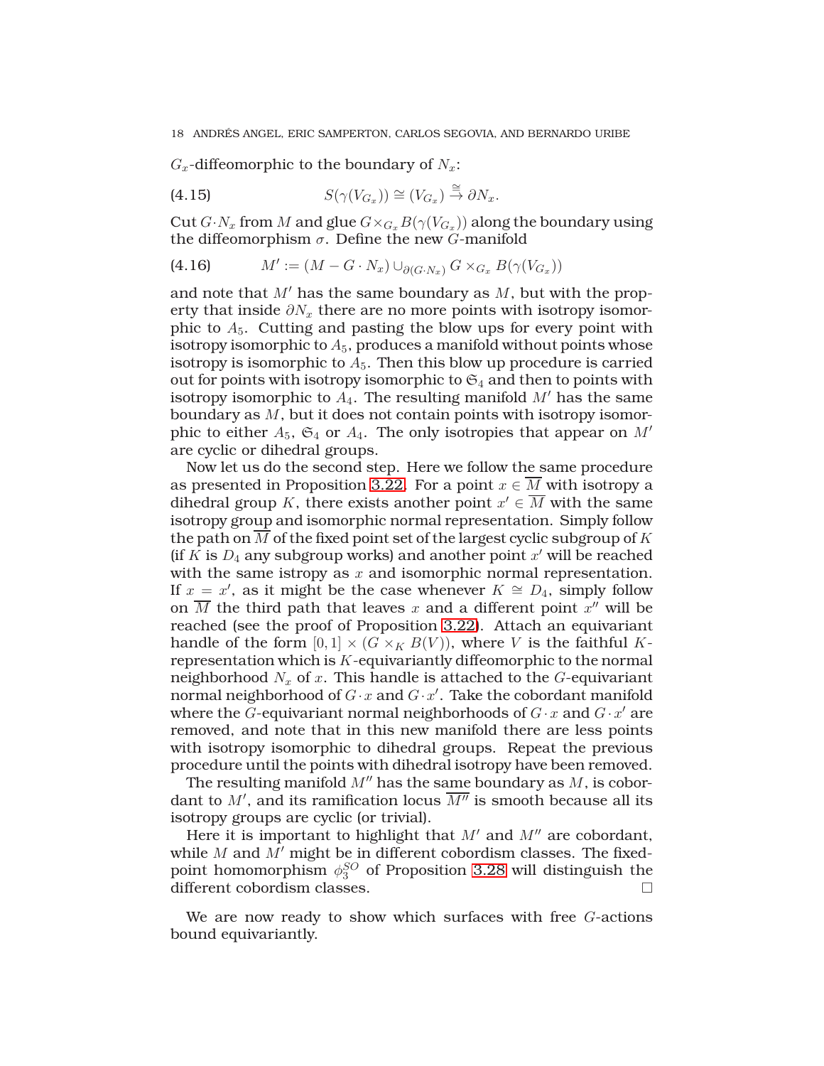$G_x$-diffeomorphic to the boundary of $N_x$:

$$S(\gamma(V_{G_x})) \cong (V_{G_x}) \xrightarrow{\cong} \partial N_x. \tag{4.15}$$

Cut $G\cdot N_x$ from $M$ and glue $G\times_{G_x} B(\gamma(V_{G_x}))$ along the boundary using the diffeomorphism $\sigma$. Define the new $G$-manifold

$$M' := (M - G\cdot N_x) \cup_{\partial(G\cdot N_x)} G\times_{G_x} B(\gamma(V_{G_x})) \tag{4.16}$$

and note that $M'$ has the same boundary as $M$, but with the property that inside $\partial N_x$ there are no more points with isotropy isomorphic to $A_5$. Cutting and pasting the blow ups for every point with isotropy isomorphic to $A_5$, produces a manifold without points whose isotropy is isomorphic to $A_5$. Then this blow up procedure is carried out for points with isotropy isomorphic to $\mathfrak{S}_4$ and then to points with isotropy isomorphic to $A_4$. The resulting manifold $M'$ has the same boundary as $M$, but it does not contain points with isotropy isomorphic to either $A_5$, $\mathfrak{S}_4$ or $A_4$. The only isotropies that appear on $M'$ are cyclic or dihedral groups.

Now let us do the second step. Here we follow the same procedure as presented in Proposition 3.22. For a point $x\in \overline{M}$ with isotropy a dihedral group $K$, there exists another point $x'\in\overline{M}$ with the same isotropy group and isomorphic normal representation. Simply follow the path on $\overline{M}$ of the fixed point set of the largest cyclic subgroup of $K$ (if $K$ is $D_4$ any subgroup works) and another point $x'$ will be reached with the same istropy as $x$ and isomorphic normal representation. If $x = x'$, as it might be the case whenever $K\cong D_4$, simply follow on $\overline{M}$ the third path that leaves $x$ and a different point $x''$ will be reached (see the proof of Proposition 3.22). Attach an equivariant handle of the form $[0,1]\times(G\times_K B(V))$, where $V$ is the faithful $K$-representation which is $K$-equivariantly diffeomorphic to the normal neighborhood $N_x$ of $x$. This handle is attached to the $G$-equivariant normal neighborhood of $G\cdot x$ and $G\cdot x'$. Take the cobordant manifold where the $G$-equivariant normal neighborhoods of $G\cdot x$ and $G\cdot x'$ are removed, and note that in this new manifold there are less points with isotropy isomorphic to dihedral groups. Repeat the previous procedure until the points with dihedral isotropy have been removed.

The resulting manifold $M''$ has the same boundary as $M$, is cobordant to $M'$, and its ramification locus $\overline{M''}$ is smooth because all its isotropy groups are cyclic (or trivial).

Here it is important to highlight that $M'$ and $M''$ are cobordant, while $M$ and $M'$ might be in different cobordism classes. The fixed-point homomorphism $\phi_3^{SO}$ of Proposition 3.28 will distinguish the different cobordism classes. □

We are now ready to show which surfaces with free $G$-actions bound equivariantly.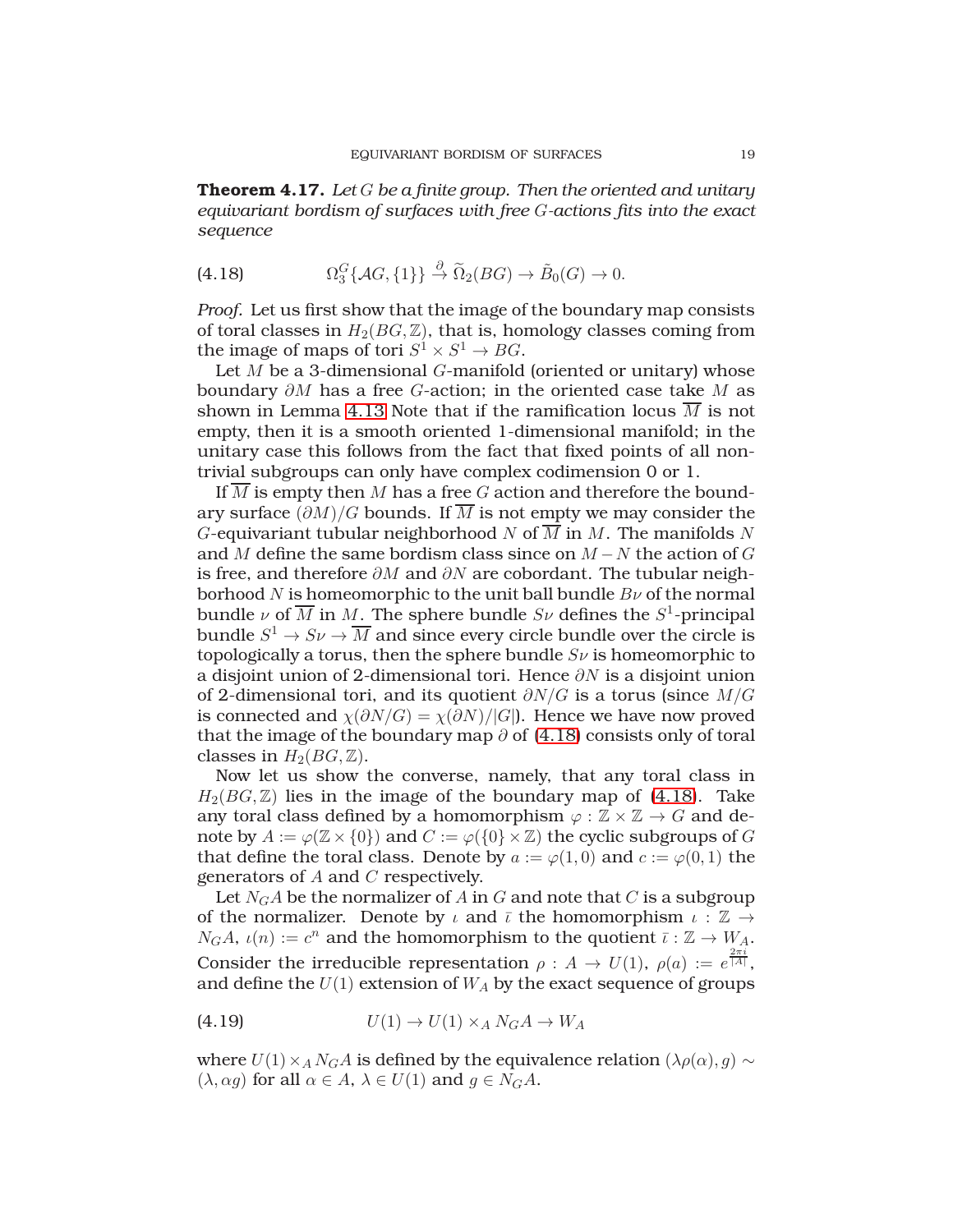**Theorem 4.17.** *Let $G$ be a finite group. Then the oriented and unitary equivariant bordism of surfaces with free $G$-actions fits into the exact sequence*

$$\Omega_3^G\{\mathcal{A}G,\{1\}\} \xrightarrow{\partial} \widetilde{\Omega}_2(BG) \to \tilde{B}_0(G) \to 0. \tag{4.18}$$

*Proof.* Let us first show that the image of the boundary map consists of toral classes in $H_2(BG,\mathbb{Z})$, that is, homology classes coming from the image of maps of tori $S^1 \times S^1 \to BG$.

Let $M$ be a 3-dimensional $G$-manifold (oriented or unitary) whose boundary $\partial M$ has a free $G$-action; in the oriented case take $M$ as shown in Lemma 4.13 Note that if the ramification locus $\overline{M}$ is not empty, then it is a smooth oriented 1-dimensional manifold; in the unitary case this follows from the fact that fixed points of all non-trivial subgroups can only have complex codimension 0 or 1.

If $\overline{M}$ is empty then $M$ has a free $G$ action and therefore the boundary surface $(\partial M)/G$ bounds. If $\overline{M}$ is not empty we may consider the $G$-equivariant tubular neighborhood $N$ of $\overline{M}$ in $M$. The manifolds $N$ and $M$ define the same bordism class since on $M - N$ the action of $G$ is free, and therefore $\partial M$ and $\partial N$ are cobordant. The tubular neighborhood $N$ is homeomorphic to the unit ball bundle $B\nu$ of the normal bundle $\nu$ of $\overline{M}$ in $M$. The sphere bundle $S\nu$ defines the $S^1$-principal bundle $S^1 \to S\nu \to \overline{M}$ and since every circle bundle over the circle is topologically a torus, then the sphere bundle $S\nu$ is homeomorphic to a disjoint union of 2-dimensional tori. Hence $\partial N$ is a disjoint union of 2-dimensional tori, and its quotient $\partial N/G$ is a torus (since $M/G$ is connected and $\chi(\partial N/G) = \chi(\partial N)/|G|$). Hence we have now proved that the image of the boundary map $\partial$ of (4.18) consists only of toral classes in $H_2(BG,\mathbb{Z})$.

Now let us show the converse, namely, that any toral class in $H_2(BG,\mathbb{Z})$ lies in the image of the boundary map of (4.18). Take any toral class defined by a homomorphism $\varphi : \mathbb{Z} \times \mathbb{Z} \to G$ and denote by $A := \varphi(\mathbb{Z} \times \{0\})$ and $C := \varphi(\{0\} \times \mathbb{Z})$ the cyclic subgroups of $G$ that define the toral class. Denote by $a := \varphi(1,0)$ and $c := \varphi(0,1)$ the generators of $A$ and $C$ respectively.

Let $N_GA$ be the normalizer of $A$ in $G$ and note that $C$ is a subgroup of the normalizer. Denote by $\iota$ and $\bar{\iota}$ the homomorphism $\iota : \mathbb{Z} \to N_GA$, $\iota(n) := c^n$ and the homomorphism to the quotient $\bar{\iota} : \mathbb{Z} \to W_A$. Consider the irreducible representation $\rho : A \to U(1)$, $\rho(a) := e^{\frac{2\pi i}{|A|}}$, and define the $U(1)$ extension of $W_A$ by the exact sequence of groups

$$U(1) \to U(1) \times_A N_GA \to W_A \tag{4.19}$$

where $U(1) \times_A N_GA$ is defined by the equivalence relation $(\lambda\rho(\alpha), g) \sim (\lambda, \alpha g)$ for all $\alpha \in A$, $\lambda \in U(1)$ and $g \in N_GA$.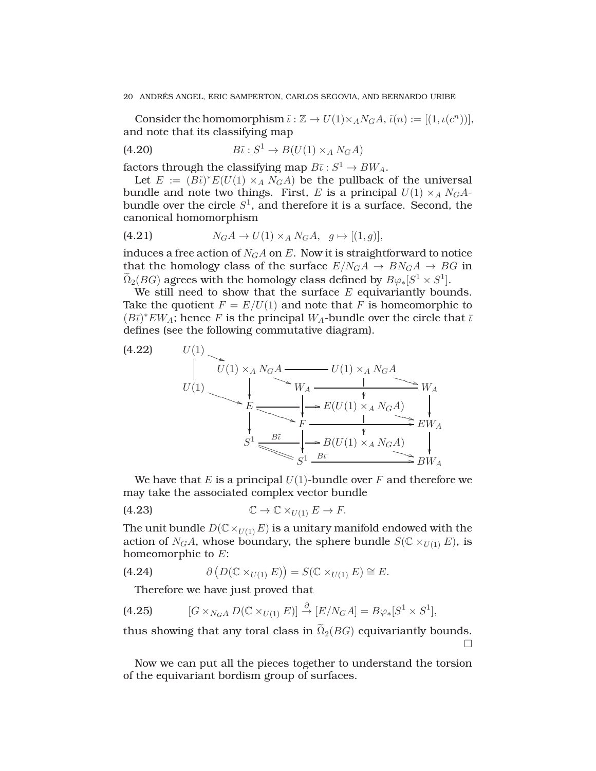Consider the homomorphism $\tilde{\iota} : \mathbb{Z} \to U(1) \times_A N_G A$, $\tilde{\iota}(n) := [(1, \iota(c^n))]$, and note that its classifying map

$$B\tilde{\iota} : S^1 \to B(U(1) \times_A N_G A) \tag{4.20}$$

factors through the classifying map $B\bar{\iota} : S^1 \to BW_A$.

Let $E := (B\tilde{\iota})^* E(U(1) \times_A N_G A)$ be the pullback of the universal bundle and note two things. First, $E$ is a principal $U(1) \times_A N_G A$-bundle over the circle $S^1$, and therefore it is a surface. Second, the canonical homomorphism

$$N_G A \to U(1) \times_A N_G A, \quad g \mapsto [(1, g)], \tag{4.21}$$

induces a free action of $N_G A$ on $E$. Now it is straightforward to notice that the homology class of the surface $E/N_G A \to BN_G A \to BG$ in $\widetilde{\Omega}_2(BG)$ agrees with the homology class defined by $B\varphi_*[S^1 \times S^1]$.

We still need to show that the surface $E$ equivariantly bounds. Take the quotient $F = E/U(1)$ and note that $F$ is homeomorphic to $(B\bar{\iota})^* EW_A$; hence $F$ is the principal $W_A$-bundle over the circle that $\bar{\iota}$ defines (see the following commutative diagram).

$$\begin{array}{ccccccc}
U(1) & \to & U(1) \times_A N_G A & \longrightarrow & U(1) \times_A N_G A & & \\
| & & \downarrow & \searrow W_A & \longrightarrow & \searrow & W_A \\
U(1) & \to & E & \longrightarrow & E(U(1) \times_A N_G A) & & \downarrow \\
& & \downarrow & \searrow F & \longrightarrow & \searrow & EW_A \\
& & S^1 & \xrightarrow{B\tilde{\iota}} & B(U(1) \times_A N_G A) & & \downarrow \\
& & & = S^1 & \xrightarrow{B\bar{\iota}} & \searrow & BW_A
\end{array} \tag{4.22}$$

We have that $E$ is a principal $U(1)$-bundle over $F$ and therefore we may take the associated complex vector bundle

$$\mathbb{C} \to \mathbb{C} \times_{U(1)} E \to F. \tag{4.23}$$

The unit bundle $D(\mathbb{C} \times_{U(1)} E)$ is a unitary manifold endowed with the action of $N_G A$, whose boundary, the sphere bundle $S(\mathbb{C} \times_{U(1)} E)$, is homeomorphic to $E$:

$$\partial \left( D(\mathbb{C} \times_{U(1)} E) \right) = S(\mathbb{C} \times_{U(1)} E) \cong E. \tag{4.24}$$

Therefore we have just proved that

$$[G \times_{N_G A} D(\mathbb{C} \times_{U(1)} E)] \xrightarrow{\partial} [E/N_G A] = B\varphi_*[S^1 \times S^1], \tag{4.25}$$

thus showing that any toral class in $\widetilde{\Omega}_2(BG)$ equivariantly bounds. □

Now we can put all the pieces together to understand the torsion of the equivariant bordism group of surfaces.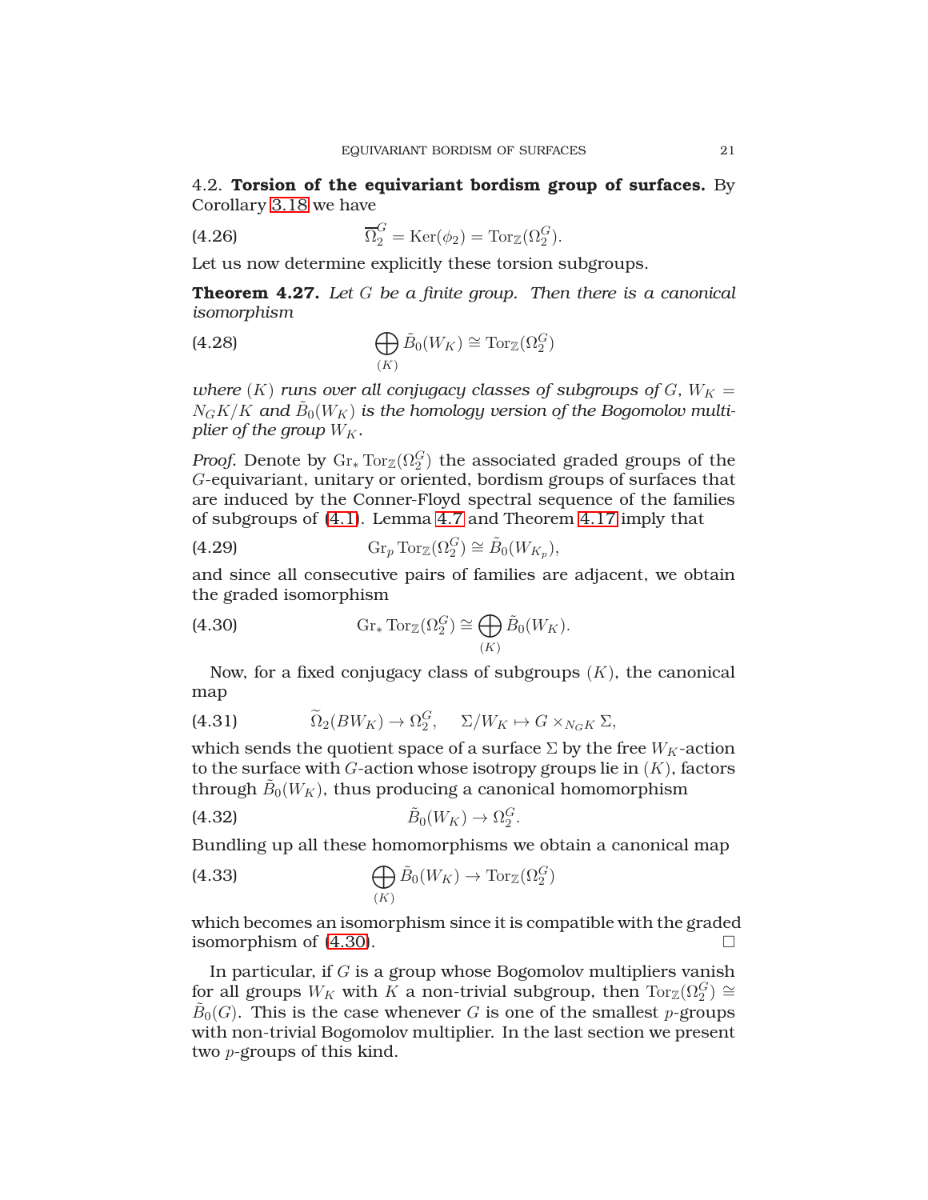4.2. **Torsion of the equivariant bordism group of surfaces.** By Corollary 3.18 we have

$$\overline{\Omega}_2^G = \mathrm{Ker}(\phi_2) = \mathrm{Tor}_{\mathbb{Z}}(\Omega_2^G). \tag{4.26}$$

Let us now determine explicitly these torsion subgroups.

**Theorem 4.27.** *Let $G$ be a finite group. Then there is a canonical isomorphism*

$$\bigoplus_{(K)} \tilde{B}_0(W_K) \cong \mathrm{Tor}_{\mathbb{Z}}(\Omega_2^G) \tag{4.28}$$

*where $(K)$ runs over all conjugacy classes of subgroups of $G$, $W_K = N_G K/K$ and $\tilde{B}_0(W_K)$ is the homology version of the Bogomolov multiplier of the group $W_K$.*

*Proof.* Denote by $\mathrm{Gr}_* \mathrm{Tor}_{\mathbb{Z}}(\Omega_2^G)$ the associated graded groups of the $G$-equivariant, unitary or oriented, bordism groups of surfaces that are induced by the Conner-Floyd spectral sequence of the families of subgroups of (4.1). Lemma 4.7 and Theorem 4.17 imply that

$$\mathrm{Gr}_p \mathrm{Tor}_{\mathbb{Z}}(\Omega_2^G) \cong \tilde{B}_0(W_{K_p}), \tag{4.29}$$

and since all consecutive pairs of families are adjacent, we obtain the graded isomorphism

$$\mathrm{Gr}_* \mathrm{Tor}_{\mathbb{Z}}(\Omega_2^G) \cong \bigoplus_{(K)} \tilde{B}_0(W_K). \tag{4.30}$$

Now, for a fixed conjugacy class of subgroups $(K)$, the canonical map

$$\widetilde{\Omega}_2(BW_K) \to \Omega_2^G, \quad \Sigma/W_K \mapsto G \times_{N_G K} \Sigma, \tag{4.31}$$

which sends the quotient space of a surface $\Sigma$ by the free $W_K$-action to the surface with $G$-action whose isotropy groups lie in $(K)$, factors through $\tilde{B}_0(W_K)$, thus producing a canonical homomorphism

$$\tilde{B}_0(W_K) \to \Omega_2^G. \tag{4.32}$$

Bundling up all these homomorphisms we obtain a canonical map

$$\bigoplus_{(K)} \tilde{B}_0(W_K) \to \mathrm{Tor}_{\mathbb{Z}}(\Omega_2^G) \tag{4.33}$$

which becomes an isomorphism since it is compatible with the graded isomorphism of (4.30). □

In particular, if $G$ is a group whose Bogomolov multipliers vanish for all groups $W_K$ with $K$ a non-trivial subgroup, then $\mathrm{Tor}_{\mathbb{Z}}(\Omega_2^G) \cong \tilde{B}_0(G)$. This is the case whenever $G$ is one of the smallest $p$-groups with non-trivial Bogomolov multiplier. In the last section we present two $p$-groups of this kind.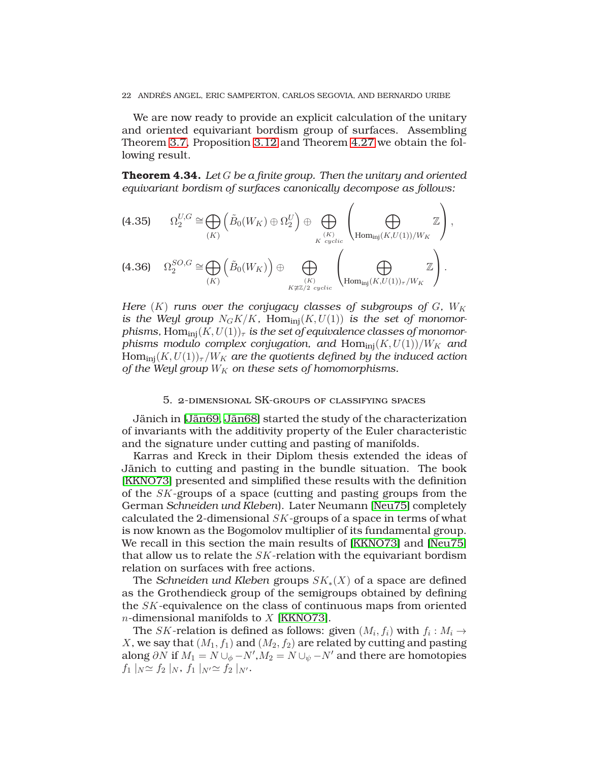We are now ready to provide an explicit calculation of the unitary and oriented equivariant bordism group of surfaces. Assembling Theorem 3.7, Proposition 3.12 and Theorem 4.27 we obtain the following result.

**Theorem 4.34.** *Let $G$ be a finite group. Then the unitary and oriented equivariant bordism of surfaces canonically decompose as follows:*

$$\Omega_2^{U,G} \cong \bigoplus_{(K)} \left( \tilde{B}_0(W_K) \oplus \Omega_2^U \right) \oplus \bigoplus_{\substack{(K) \\ K \text{ cyclic}}} \left( \bigoplus_{\mathrm{Hom}_{\mathrm{inj}}(K,U(1))/W_K} \mathbb{Z} \right), \tag{4.35}$$

$$\Omega_2^{SO,G} \cong \bigoplus_{(K)} \left( \tilde{B}_0(W_K) \right) \oplus \bigoplus_{\substack{(K) \\ K \not\cong \mathbb{Z}/2 \text{ cyclic}}} \left( \bigoplus_{\mathrm{Hom}_{\mathrm{inj}}(K,U(1))_\tau/W_K} \mathbb{Z} \right). \tag{4.36}$$

*Here $(K)$ runs over the conjugacy classes of subgroups of $G$, $W_K$ is the Weyl group $N_GK/K$, $\mathrm{Hom}_{\mathrm{inj}}(K,U(1))$ is the set of monomorphisms, $\mathrm{Hom}_{\mathrm{inj}}(K,U(1))_\tau$ is the set of equivalence classes of monomorphisms modulo complex conjugation, and $\mathrm{Hom}_{\mathrm{inj}}(K,U(1))/W_K$ and $\mathrm{Hom}_{\mathrm{inj}}(K,U(1))_\tau/W_K$ are the quotients defined by the induced action of the Weyl group $W_K$ on these sets of homomorphisms.*

## 5. 2-dimensional SK-groups of classifying spaces

Jänich in [Jän69, Jän68] started the study of the characterization of invariants with the additivity property of the Euler characteristic and the signature under cutting and pasting of manifolds.

Karras and Kreck in their Diplom thesis extended the ideas of Jänich to cutting and pasting in the bundle situation. The book [KKNO73] presented and simplified these results with the definition of the $SK$-groups of a space (cutting and pasting groups from the German *Schneiden und Kleben*). Later Neumann [Neu75] completely calculated the 2-dimensional $SK$-groups of a space in terms of what is now known as the Bogomolov multiplier of its fundamental group. We recall in this section the main results of [KKNO73] and [Neu75] that allow us to relate the $SK$-relation with the equivariant bordism relation on surfaces with free actions.

The *Schneiden und Kleben* groups $SK_*(X)$ of a space are defined as the Grothendieck group of the semigroups obtained by defining the $SK$-equivalence on the class of continuous maps from oriented $n$-dimensional manifolds to $X$ [KKNO73].

The $SK$-relation is defined as follows: given $(M_i, f_i)$ with $f_i : M_i \to X$, we say that $(M_1, f_1)$ and $(M_2, f_2)$ are related by cutting and pasting along $\partial N$ if $M_1 = N \cup_\phi -N'$, $M_2 = N \cup_\psi -N'$ and there are homotopies $f_1|_N \simeq f_2|_N$, $f_1|_{N'} \simeq f_2|_{N'}$.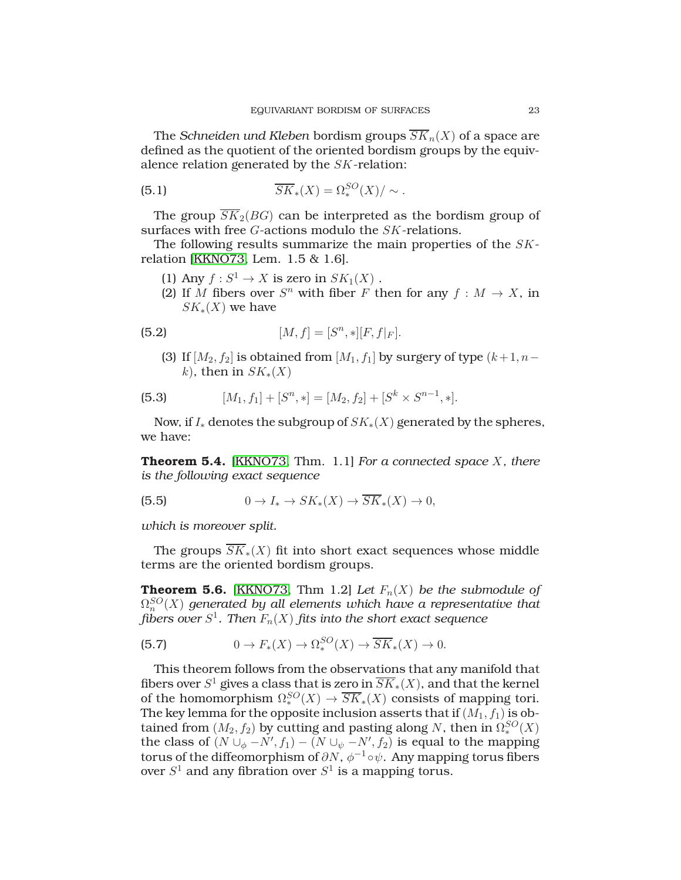The *Schneiden und Kleben* bordism groups $\overline{SK}_n(X)$ of a space are defined as the quotient of the oriented bordism groups by the equivalence relation generated by the $SK$-relation:

$$\overline{SK}_*(X) = \Omega_*^{SO}(X)/\sim . \tag{5.1}$$

The group $\overline{SK}_2(BG)$ can be interpreted as the bordism group of surfaces with free $G$-actions modulo the $SK$-relations.

The following results summarize the main properties of the $SK$-relation [KKNO73, Lem. 1.5 & 1.6].

(1) Any $f : S^1 \to X$ is zero in $SK_1(X)$ .

(2) If $M$ fibers over $S^n$ with fiber $F$ then for any $f : M \to X$, in $SK_*(X)$ we have

$$[M, f] = [S^n, *][F, f|_F]. \tag{5.2}$$

(3) If $[M_2, f_2]$ is obtained from $[M_1, f_1]$ by surgery of type $(k+1, n-k)$, then in $SK_*(X)$

$$[M_1, f_1] + [S^n, *] = [M_2, f_2] + [S^k \times S^{n-1}, *]. \tag{5.3}$$

Now, if $I_*$ denotes the subgroup of $SK_*(X)$ generated by the spheres, we have:

**Theorem 5.4.** [KKNO73, Thm. 1.1] *For a connected space $X$, there is the following exact sequence*

$$0 \to I_* \to SK_*(X) \to \overline{SK}_*(X) \to 0, \tag{5.5}$$

*which is moreover split.*

The groups $\overline{SK}_*(X)$ fit into short exact sequences whose middle terms are the oriented bordism groups.

**Theorem 5.6.** [KKNO73, Thm 1.2] *Let $F_n(X)$ be the submodule of $\Omega_n^{SO}(X)$ generated by all elements which have a representative that fibers over $S^1$. Then $F_n(X)$ fits into the short exact sequence*

$$0 \to F_*(X) \to \Omega_*^{SO}(X) \to \overline{SK}_*(X) \to 0. \tag{5.7}$$

This theorem follows from the observations that any manifold that fibers over $S^1$ gives a class that is zero in $\overline{SK}_*(X)$, and that the kernel of the homomorphism $\Omega_*^{SO}(X) \to \overline{SK}_*(X)$ consists of mapping tori. The key lemma for the opposite inclusion asserts that if $(M_1, f_1)$ is obtained from $(M_2, f_2)$ by cutting and pasting along $N$, then in $\Omega_*^{SO}(X)$ the class of $(N \cup_\phi -N', f_1) - (N \cup_\psi -N', f_2)$ is equal to the mapping torus of the diffeomorphism of $\partial N$, $\phi^{-1} \circ \psi$. Any mapping torus fibers over $S^1$ and any fibration over $S^1$ is a mapping torus.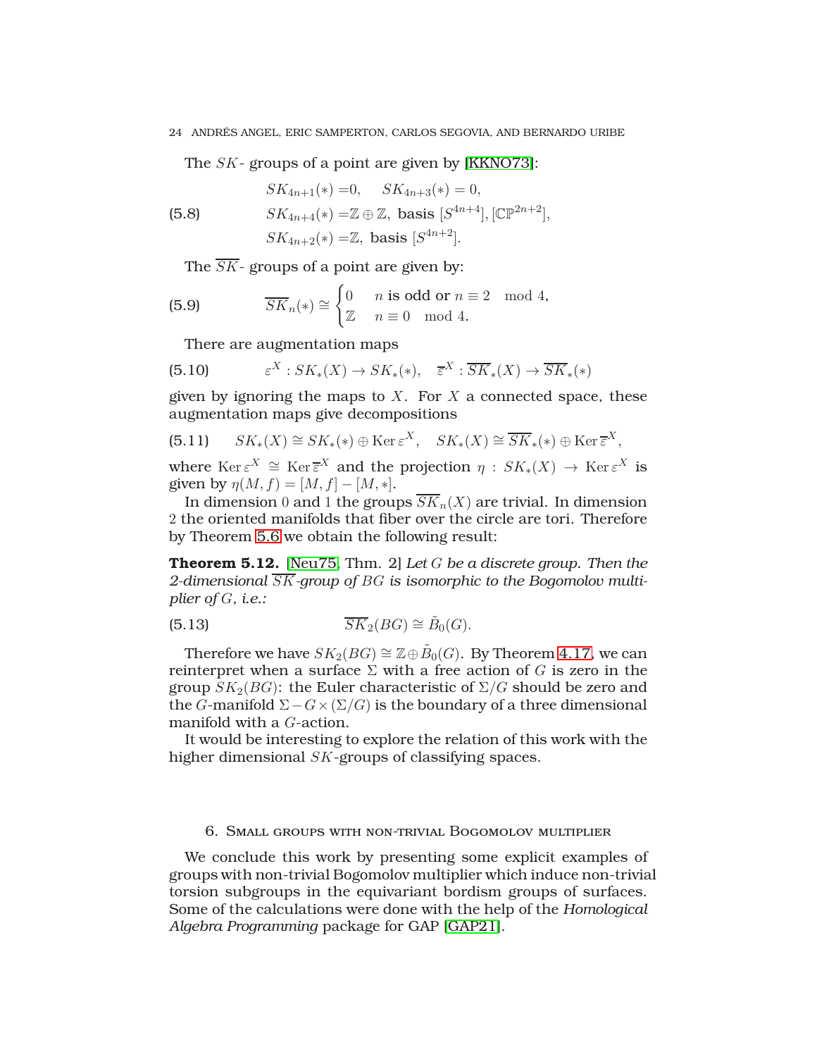The $SK$- groups of a point are given by [KKNO73]:

$$
\begin{aligned}
SK_{4n+1}(*) &= 0, \quad SK_{4n+3}(*) = 0, \\
SK_{4n+4}(*) &= \mathbb{Z} \oplus \mathbb{Z}, \text{ basis } [S^{4n+4}], [\mathbb{CP}^{2n+2}], \\
SK_{4n+2}(*) &= \mathbb{Z}, \text{ basis } [S^{4n+2}].
\end{aligned} \tag{5.8}
$$

The $\overline{SK}$- groups of a point are given by:

$$
\overline{SK}_n(*) \cong \begin{cases} 0 & n \text{ is odd or } n \equiv 2 \mod 4, \\ \mathbb{Z} & n \equiv 0 \mod 4. \end{cases} \tag{5.9}
$$

There are augmentation maps

$$
\varepsilon^X : SK_*(X) \to SK_*(*), \quad \overline{\varepsilon}^X : \overline{SK}_*(X) \to \overline{SK}_*(*) \tag{5.10}
$$

given by ignoring the maps to $X$. For $X$ a connected space, these augmentation maps give decompositions

$$
SK_*(X) \cong SK_*(*) \oplus \operatorname{Ker} \varepsilon^X, \quad SK_*(X) \cong \overline{SK}_*(*) \oplus \operatorname{Ker} \overline{\varepsilon}^X, \tag{5.11}
$$

where $\operatorname{Ker} \varepsilon^X \cong \operatorname{Ker} \overline{\varepsilon}^X$ and the projection $\eta : SK_*(X) \to \operatorname{Ker} \varepsilon^X$ is given by $\eta(M, f) = [M, f] - [M, *]$.

In dimension $0$ and $1$ the groups $\overline{SK}_n(X)$ are trivial. In dimension $2$ the oriented manifolds that fiber over the circle are tori. Therefore by Theorem 5.6 we obtain the following result:

**Theorem 5.12.** [Neu75, Thm. 2] *Let $G$ be a discrete group. Then the 2-dimensional $\overline{SK}$-group of $BG$ is isomorphic to the Bogomolov multiplier of $G$, i.e.:*

$$
\overline{SK}_2(BG) \cong \tilde{B}_0(G). \tag{5.13}
$$

Therefore we have $SK_2(BG) \cong \mathbb{Z} \oplus \tilde{B}_0(G)$. By Theorem 4.17, we can reinterpret when a surface $\Sigma$ with a free action of $G$ is zero in the group $SK_2(BG)$: the Euler characteristic of $\Sigma/G$ should be zero and the $G$-manifold $\Sigma - G \times (\Sigma/G)$ is the boundary of a three dimensional manifold with a $G$-action.

It would be interesting to explore the relation of this work with the higher dimensional $SK$-groups of classifying spaces.

## 6. Small groups with non-trivial Bogomolov multiplier

We conclude this work by presenting some explicit examples of groups with non-trivial Bogomolov multiplier which induce non-trivial torsion subgroups in the equivariant bordism groups of surfaces. Some of the calculations were done with the help of the *Homological Algebra Programming* package for GAP [GAP21].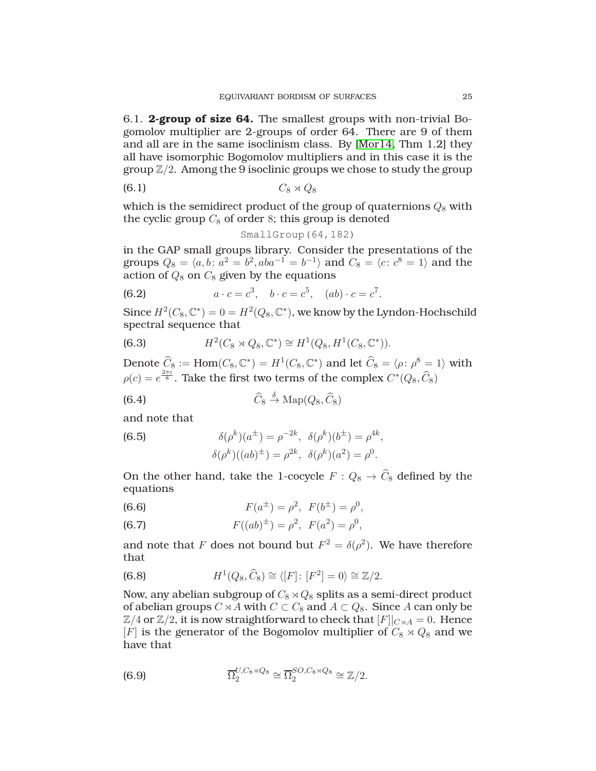6.1. **2-group of size 64.** The smallest groups with non-trivial Bogomolov multiplier are 2-groups of order 64. There are 9 of them and all are in the same isoclinism class. By [Mor14, Thm 1.2] they all have isomorphic Bogomolov multipliers and in this case it is the group $\mathbb{Z}/2$. Among the 9 isoclinic groups we chose to study the group

$$C_8 \rtimes Q_8 \tag{6.1}$$

which is the semidirect product of the group of quaternions $Q_8$ with the cyclic group $C_8$ of order 8; this group is denoted

```
SmallGroup(64,182)
```

in the GAP small groups library. Consider the presentations of the groups $Q_8 = \langle a, b \colon a^2 = b^2, aba^{-1} = b^{-1} \rangle$ and $C_8 = \langle c \colon c^8 = 1 \rangle$ and the action of $Q_8$ on $C_8$ given by the equations

$$a \cdot c = c^3, \quad b \cdot c = c^5, \quad (ab) \cdot c = c^7. \tag{6.2}$$

Since $H^2(C_8, \mathbb{C}^*) = 0 = H^2(Q_8, \mathbb{C}^*)$, we know by the Lyndon-Hochschild spectral sequence that

$$H^2(C_8 \rtimes Q_8, \mathbb{C}^*) \cong H^1(Q_8, H^1(C_8, \mathbb{C}^*)). \tag{6.3}$$

Denote $\widehat{C}_8 := \mathrm{Hom}(C_8, \mathbb{C}^*) = H^1(C_8, \mathbb{C}^*)$ and let $\widehat{C}_8 = \langle \rho \colon \rho^8 = 1 \rangle$ with $\rho(c) = e^{\frac{2\pi i}{8}}$. Take the first two terms of the complex $C^*(Q_8, \widehat{C}_8)$

$$\widehat{C}_8 \xrightarrow{\delta} \mathrm{Map}(Q_8, \widehat{C}_8) \tag{6.4}$$

and note that

$$\begin{aligned} \delta(\rho^k)(a^\pm) = \rho^{-2k}, \ \ \delta(\rho^k)(b^\pm) = \rho^{4k}, \\ \delta(\rho^k)((ab)^\pm) = \rho^{2k}, \ \ \delta(\rho^k)(a^2) = \rho^0. \end{aligned} \tag{6.5}$$

On the other hand, take the 1-cocycle $F : Q_8 \to \widehat{C}_8$ defined by the equations

$$F(a^\pm) = \rho^2, \ \ F(b^\pm) = \rho^0, \tag{6.6}$$

$$F((ab)^\pm) = \rho^2, \ \ F(a^2) = \rho^0, \tag{6.7}$$

and note that $F$ does not bound but $F^2 = \delta(\rho^2)$. We have therefore that

$$H^1(Q_8, \widehat{C}_8) \cong \langle [F] \colon [F^2] = 0 \rangle \cong \mathbb{Z}/2. \tag{6.8}$$

Now, any abelian subgroup of $C_8 \rtimes Q_8$ splits as a semi-direct product of abelian groups $C \rtimes A$ with $C \subset C_8$ and $A \subset Q_8$. Since $A$ can only be $\mathbb{Z}/4$ or $\mathbb{Z}/2$, it is now straightforward to check that $[F]|_{C \rtimes A} = 0$. Hence $[F]$ is the generator of the Bogomolov multiplier of $C_8 \rtimes Q_8$ and we have that

$$\overline{\Omega}_2^{U, C_8 \rtimes Q_8} \cong \overline{\Omega}_2^{SO, C_8 \rtimes Q_8} \cong \mathbb{Z}/2. \tag{6.9}$$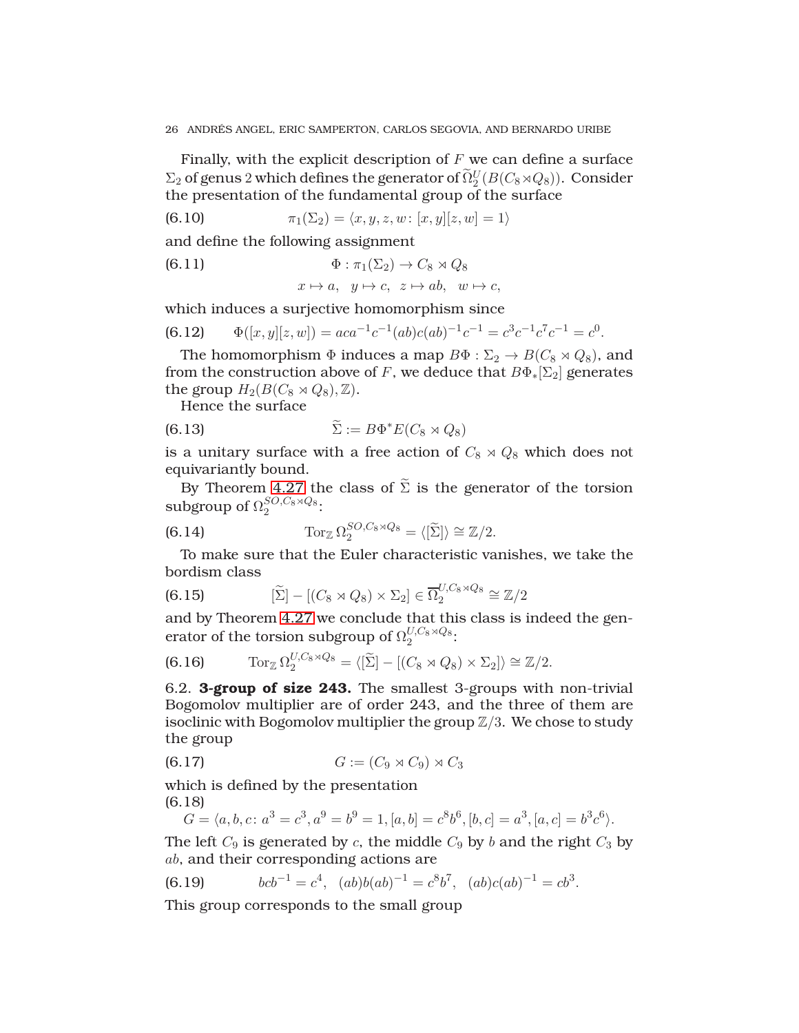Finally, with the explicit description of $F$ we can define a surface $\Sigma_2$ of genus 2 which defines the generator of $\widetilde{\Omega}_2^U(B(C_8 \rtimes Q_8))$. Consider the presentation of the fundamental group of the surface

$$\pi_1(\Sigma_2) = \langle x, y, z, w \colon [x,y][z,w] = 1 \rangle \tag{6.10}$$

and define the following assignment

$$\begin{aligned} \Phi : \pi_1(\Sigma_2) &\to C_8 \rtimes Q_8 \\ x \mapsto a, \quad y \mapsto c, &\quad z \mapsto ab, \quad w \mapsto c, \end{aligned} \tag{6.11}$$

which induces a surjective homomorphism since

$$\Phi([x,y][z,w]) = aca^{-1}c^{-1}(ab)c(ab)^{-1}c^{-1} = c^3c^{-1}c^7c^{-1} = c^0. \tag{6.12}$$

The homomorphism $\Phi$ induces a map $B\Phi : \Sigma_2 \to B(C_8 \rtimes Q_8)$, and from the construction above of $F$, we deduce that $B\Phi_*[\Sigma_2]$ generates the group $H_2(B(C_8 \rtimes Q_8), \mathbb{Z})$.

Hence the surface

$$\widetilde{\Sigma} := B\Phi^* E(C_8 \rtimes Q_8) \tag{6.13}$$

is a unitary surface with a free action of $C_8 \rtimes Q_8$ which does not equivariantly bound.

By Theorem 4.27 the class of $\widetilde{\Sigma}$ is the generator of the torsion subgroup of $\Omega_2^{SO, C_8 \rtimes Q_8}$:

$$\mathrm{Tor}_{\mathbb{Z}} \, \Omega_2^{SO, C_8 \rtimes Q_8} = \langle [\widetilde{\Sigma}] \rangle \cong \mathbb{Z}/2. \tag{6.14}$$

To make sure that the Euler characteristic vanishes, we take the bordism class

$$[\widetilde{\Sigma}] - [(C_8 \rtimes Q_8) \times \Sigma_2] \in \overline{\Omega}_2^{U, C_8 \rtimes Q_8} \cong \mathbb{Z}/2 \tag{6.15}$$

and by Theorem 4.27 we conclude that this class is indeed the generator of the torsion subgroup of $\Omega_2^{U, C_8 \rtimes Q_8}$:

$$\mathrm{Tor}_{\mathbb{Z}} \, \Omega_2^{U, C_8 \rtimes Q_8} = \langle [\widetilde{\Sigma}] - [(C_8 \rtimes Q_8) \times \Sigma_2] \rangle \cong \mathbb{Z}/2. \tag{6.16}$$

6.2. **3-group of size 243.** The smallest 3-groups with non-trivial Bogomolov multiplier are of order 243, and the three of them are isoclinic with Bogomolov multiplier the group $\mathbb{Z}/3$. We chose to study the group

$$G := (C_9 \rtimes C_9) \rtimes C_3 \tag{6.17}$$

which is defined by the presentation

$$G = \langle a, b, c \colon a^3 = c^3, a^9 = b^9 = 1, [a,b] = c^8 b^6, [b,c] = a^3, [a,c] = b^3 c^6 \rangle. \tag{6.18}$$

The left $C_9$ is generated by $c$, the middle $C_9$ by $b$ and the right $C_3$ by $ab$, and their corresponding actions are

$$bcb^{-1} = c^4, \quad (ab)b(ab)^{-1} = c^8 b^7, \quad (ab)c(ab)^{-1} = cb^3. \tag{6.19}$$

This group corresponds to the small group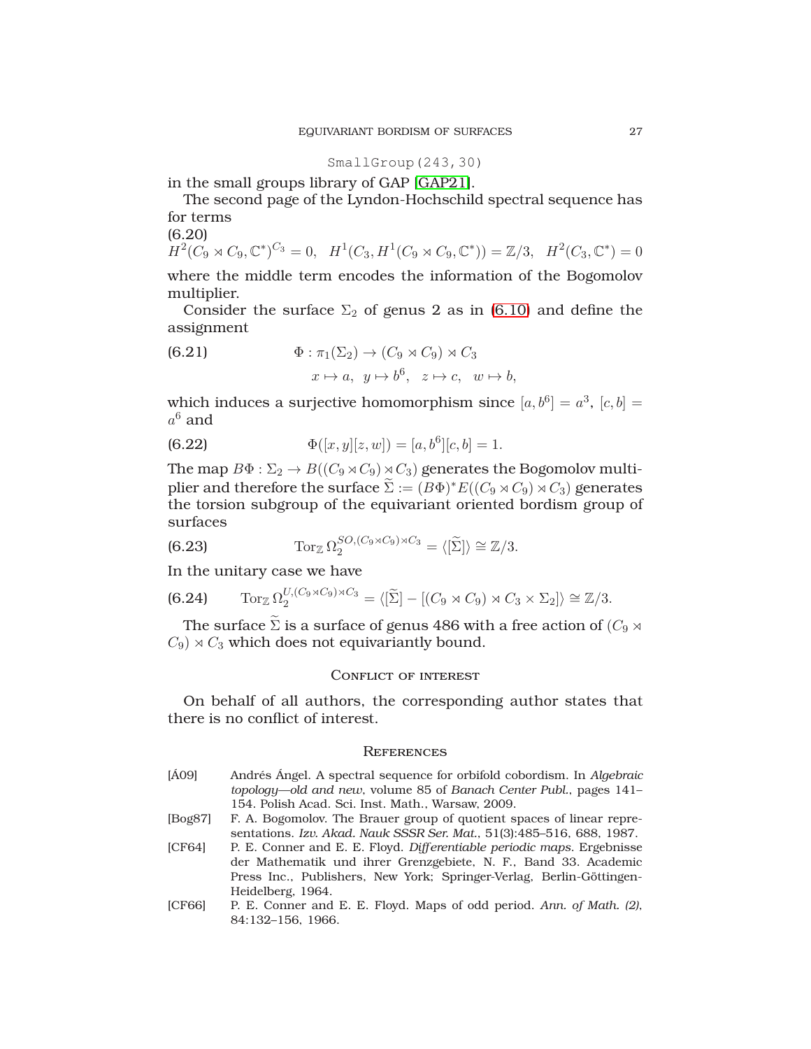```
SmallGroup(243,30)
```

in the small groups library of GAP [GAP21].

The second page of the Lyndon-Hochschild spectral sequence has for terms

(6.20)

$$H^2(C_9 \rtimes C_9, \mathbb{C}^*)^{C_3} = 0, \quad H^1(C_3, H^1(C_9 \rtimes C_9, \mathbb{C}^*)) = \mathbb{Z}/3, \quad H^2(C_3, \mathbb{C}^*) = 0$$

where the middle term encodes the information of the Bogomolov multiplier.

Consider the surface $\Sigma_2$ of genus 2 as in (6.10) and define the assignment

$$\begin{aligned} \Phi : \pi_1(\Sigma_2) &\to (C_9 \rtimes C_9) \rtimes C_3 \\ x \mapsto a, \quad y &\mapsto b^6, \quad z \mapsto c, \quad w \mapsto b, \end{aligned} \tag{6.21}$$

which induces a surjective homomorphism since $[a, b^6] = a^3$, $[c, b] = a^6$ and

$$\Phi([x, y][z, w]) = [a, b^6][c, b] = 1. \tag{6.22}$$

The map $B\Phi : \Sigma_2 \to B((C_9 \rtimes C_9) \rtimes C_3)$ generates the Bogomolov multiplier and therefore the surface $\widetilde{\Sigma} := (B\Phi)^* E((C_9 \rtimes C_9) \rtimes C_3)$ generates the torsion subgroup of the equivariant oriented bordism group of surfaces

$$\mathrm{Tor}_{\mathbb{Z}}\, \Omega_2^{SO,(C_9 \rtimes C_9) \rtimes C_3} = \langle [\widetilde{\Sigma}] \rangle \cong \mathbb{Z}/3. \tag{6.23}$$

In the unitary case we have

$$\mathrm{Tor}_{\mathbb{Z}}\, \Omega_2^{U,(C_9 \rtimes C_9) \rtimes C_3} = \langle [\widetilde{\Sigma}] - [(C_9 \rtimes C_9) \rtimes C_3 \times \Sigma_2] \rangle \cong \mathbb{Z}/3. \tag{6.24}$$

The surface $\widetilde{\Sigma}$ is a surface of genus 486 with a free action of $(C_9 \rtimes C_9) \rtimes C_3$ which does not equivariantly bound.

## Conflict of interest

On behalf of all authors, the corresponding author states that there is no conflict of interest.

## References

- [Á09] Andrés Ángel. A spectral sequence for orbifold cobordism. In *Algebraic topology—old and new*, volume 85 of *Banach Center Publ.*, pages 141–154. Polish Acad. Sci. Inst. Math., Warsaw, 2009.
- [Bog87] F. A. Bogomolov. The Brauer group of quotient spaces of linear representations. *Izv. Akad. Nauk SSSR Ser. Mat.*, 51(3):485–516, 688, 1987.
- [CF64] P. E. Conner and E. E. Floyd. *Differentiable periodic maps*. Ergebnisse der Mathematik und ihrer Grenzgebiete, N. F., Band 33. Academic Press Inc., Publishers, New York; Springer-Verlag, Berlin-Göttingen-Heidelberg, 1964.
- [CF66] P. E. Conner and E. E. Floyd. Maps of odd period. *Ann. of Math. (2)*, 84:132–156, 1966.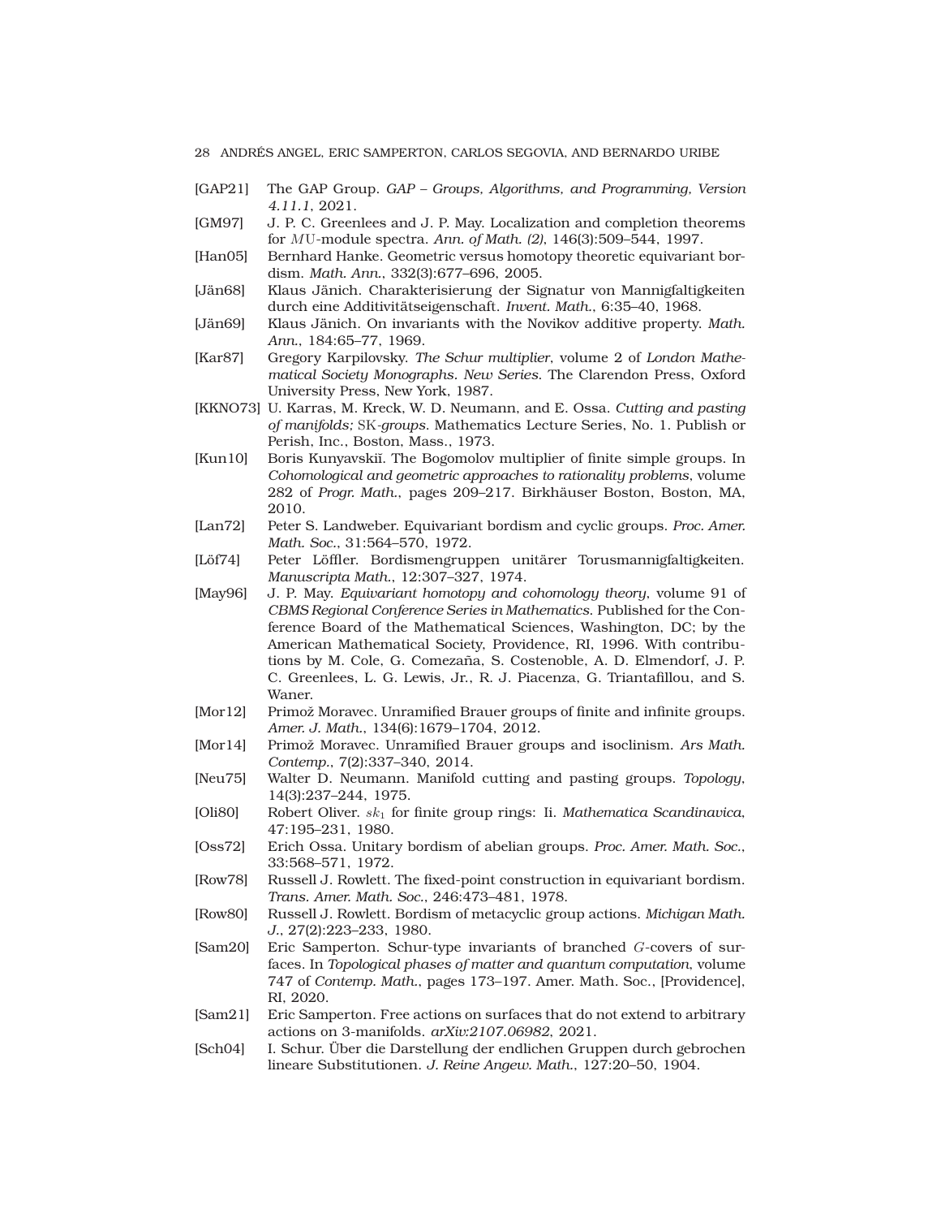[GAP21] The GAP Group. *GAP – Groups, Algorithms, and Programming, Version 4.11.1*, 2021.

[GM97] J. P. C. Greenlees and J. P. May. Localization and completion theorems for $MU$-module spectra. *Ann. of Math. (2)*, 146(3):509–544, 1997.

[Han05] Bernhard Hanke. Geometric versus homotopy theoretic equivariant bordism. *Math. Ann.*, 332(3):677–696, 2005.

[Jän68] Klaus Jänich. Charakterisierung der Signatur von Mannigfaltigkeiten durch eine Additivitätseigenschaft. *Invent. Math.*, 6:35–40, 1968.

[Jän69] Klaus Jänich. On invariants with the Novikov additive property. *Math. Ann.*, 184:65–77, 1969.

[Kar87] Gregory Karpilovsky. *The Schur multiplier*, volume 2 of *London Mathematical Society Monographs. New Series.* The Clarendon Press, Oxford University Press, New York, 1987.

[KKNO73] U. Karras, M. Kreck, W. D. Neumann, and E. Ossa. *Cutting and pasting of manifolds; $\mathrm{SK}$-groups*. Mathematics Lecture Series, No. 1. Publish or Perish, Inc., Boston, Mass., 1973.

[Kun10] Boris Kunyavskiĭ. The Bogomolov multiplier of finite simple groups. In *Cohomological and geometric approaches to rationality problems*, volume 282 of *Progr. Math.*, pages 209–217. Birkhäuser Boston, Boston, MA, 2010.

[Lan72] Peter S. Landweber. Equivariant bordism and cyclic groups. *Proc. Amer. Math. Soc.*, 31:564–570, 1972.

[Löf74] Peter Löffler. Bordismengruppen unitärer Torusmannigfaltigkeiten. *Manuscripta Math.*, 12:307–327, 1974.

[May96] J. P. May. *Equivariant homotopy and cohomology theory*, volume 91 of *CBMS Regional Conference Series in Mathematics*. Published for the Conference Board of the Mathematical Sciences, Washington, DC; by the American Mathematical Society, Providence, RI, 1996. With contributions by M. Cole, G. Comezaña, S. Costenoble, A. D. Elmendorf, J. P. C. Greenlees, L. G. Lewis, Jr., R. J. Piacenza, G. Triantafillou, and S. Waner.

[Mor12] Primož Moravec. Unramified Brauer groups of finite and infinite groups. *Amer. J. Math.*, 134(6):1679–1704, 2012.

[Mor14] Primož Moravec. Unramified Brauer groups and isoclinism. *Ars Math. Contemp.*, 7(2):337–340, 2014.

[Neu75] Walter D. Neumann. Manifold cutting and pasting groups. *Topology*, 14(3):237–244, 1975.

[Oli80] Robert Oliver. $sk_1$ for finite group rings: Ii. *Mathematica Scandinavica*, 47:195–231, 1980.

[Oss72] Erich Ossa. Unitary bordism of abelian groups. *Proc. Amer. Math. Soc.*, 33:568–571, 1972.

[Row78] Russell J. Rowlett. The fixed-point construction in equivariant bordism. *Trans. Amer. Math. Soc.*, 246:473–481, 1978.

[Row80] Russell J. Rowlett. Bordism of metacyclic group actions. *Michigan Math. J.*, 27(2):223–233, 1980.

[Sam20] Eric Samperton. Schur-type invariants of branched $G$-covers of surfaces. In *Topological phases of matter and quantum computation*, volume 747 of *Contemp. Math.*, pages 173–197. Amer. Math. Soc., [Providence], RI, 2020.

[Sam21] Eric Samperton. Free actions on surfaces that do not extend to arbitrary actions on 3-manifolds. *arXiv:2107.06982*, 2021.

[Sch04] I. Schur. Über die Darstellung der endlichen Gruppen durch gebrochen lineare Substitutionen. *J. Reine Angew. Math.*, 127:20–50, 1904.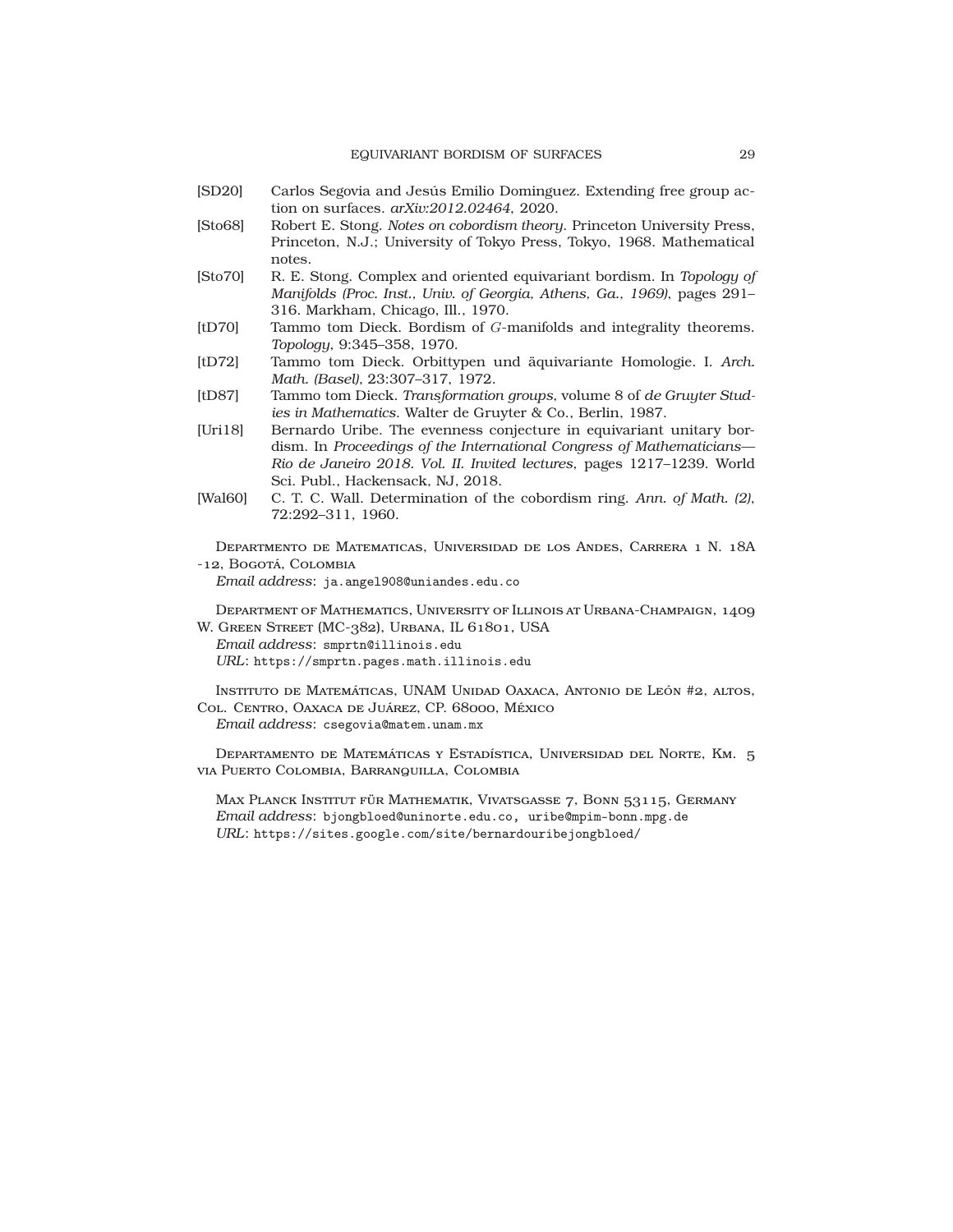[SD20] Carlos Segovia and Jesús Emilio Dominguez. Extending free group action on surfaces. *arXiv:2012.02464*, 2020.

[Sto68] Robert E. Stong. *Notes on cobordism theory*. Princeton University Press, Princeton, N.J.; University of Tokyo Press, Tokyo, 1968. Mathematical notes.

[Sto70] R. E. Stong. Complex and oriented equivariant bordism. In *Topology of Manifolds (Proc. Inst., Univ. of Georgia, Athens, Ga., 1969)*, pages 291–316. Markham, Chicago, Ill., 1970.

[tD70] Tammo tom Dieck. Bordism of $G$-manifolds and integrality theorems. *Topology*, 9:345–358, 1970.

[tD72] Tammo tom Dieck. Orbittypen und äquivariante Homologie. I. *Arch. Math. (Basel)*, 23:307–317, 1972.

[tD87] Tammo tom Dieck. *Transformation groups*, volume 8 of *de Gruyter Studies in Mathematics*. Walter de Gruyter & Co., Berlin, 1987.

[Uri18] Bernardo Uribe. The evenness conjecture in equivariant unitary bordism. In *Proceedings of the International Congress of Mathematicians—Rio de Janeiro 2018. Vol. II. Invited lectures*, pages 1217–1239. World Sci. Publ., Hackensack, NJ, 2018.

[Wal60] C. T. C. Wall. Determination of the cobordism ring. *Ann. of Math. (2)*, 72:292–311, 1960.

Departmento de Matematicas, Universidad de los Andes, Carrera 1 N. 18A -12, Bogotá, Colombia
*Email address*: ja.angel908@uniandes.edu.co

Department of Mathematics, University of Illinois at Urbana-Champaign, 1409 W. Green Street (MC-382), Urbana, IL 61801, USA
*Email address*: smprtn@illinois.edu
*URL*: https://smprtn.pages.math.illinois.edu

Instituto de Matemáticas, UNAM Unidad Oaxaca, Antonio de León #2, altos, Col. Centro, Oaxaca de Juárez, CP. 68000, México
*Email address*: csegovia@matem.unam.mx

Departamento de Matemáticas y Estadística, Universidad del Norte, Km. 5 via Puerto Colombia, Barranquilla, Colombia

Max Planck Institut für Mathematik, Vivatsgasse 7, Bonn 53115, Germany
*Email address*: bjongbloed@uninorte.edu.co, uribe@mpim-bonn.mpg.de
*URL*: https://sites.google.com/site/bernardouribejongbloed/